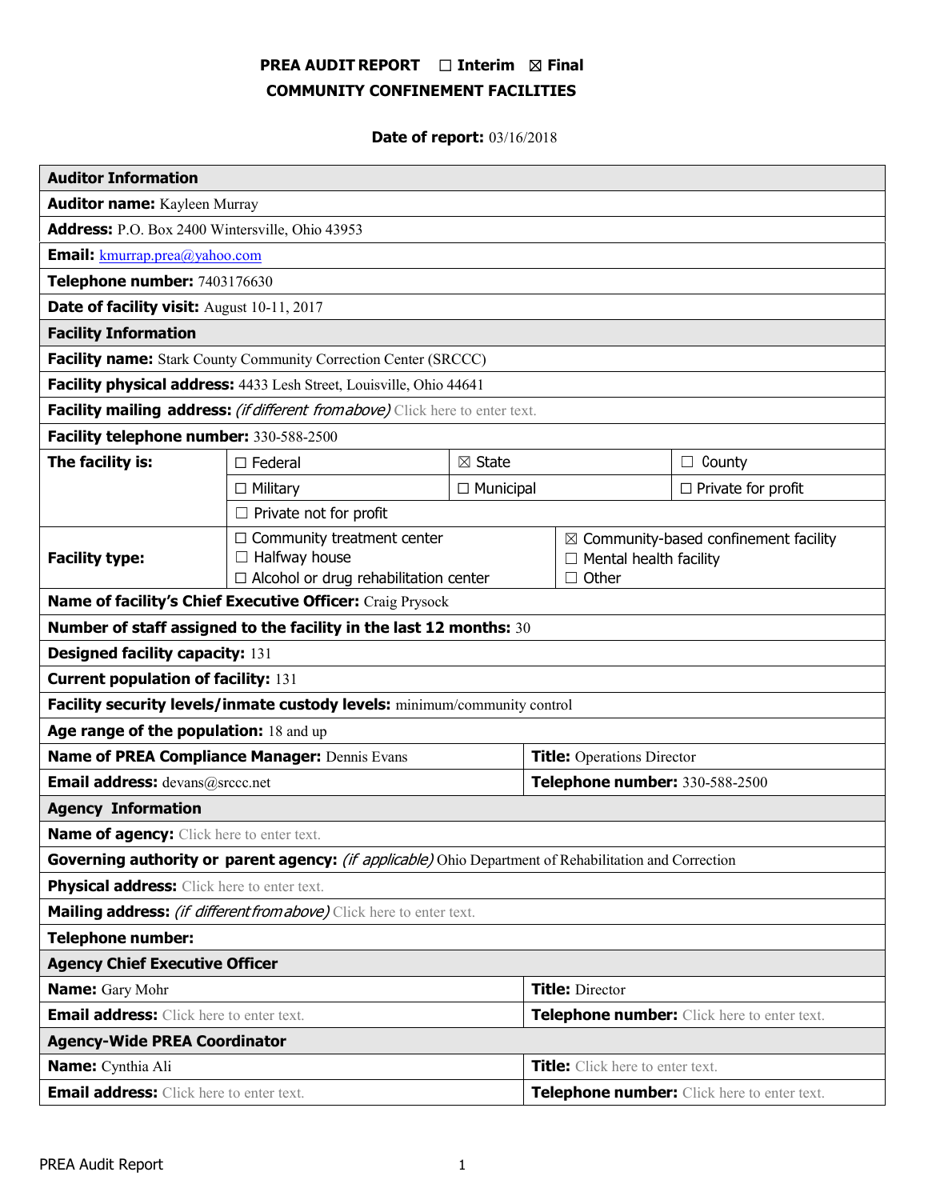# PREA AUDIT REPORT ☐ Interim ☒ Final

## COMMUNITY CONFINEMENT FACILITIES

**Date of report:** 03/16/2018

| **Auditor Information** | | | |
|---|---|---|---|
| **Auditor name:** Kayleen Murray | | | |
| **Address:** P.O. Box 2400 Wintersville, Ohio 43953 | | | |
| **Email:** kmurrap.prea@yahoo.com | | | |
| **Telephone number:** 7403176630 | | | |
| **Date of facility visit:** August 10-11, 2017 | | | |
| **Facility Information** | | | |
| **Facility name:** Stark County Community Correction Center (SRCCC) | | | |
| **Facility physical address:** 4433 Lesh Street, Louisville, Ohio 44641 | | | |
| **Facility mailing address:** *(if different from above)* Click here to enter text. | | | |
| **Facility telephone number:** 330-588-2500 | | | |
| **The facility is:** | ☐ Federal | ☒ State | ☐ County |
| | ☐ Military | ☐ Municipal | ☐ Private for profit |
| | ☐ Private not for profit | | |
| **Facility type:** | ☐ Community treatment center<br>☐ Halfway house<br>☐ Alcohol or drug rehabilitation center | ☒ Community-based confinement facility<br>☐ Mental health facility<br>☐ Other | |
| **Name of facility's Chief Executive Officer:** Craig Prysock | | | |
| **Number of staff assigned to the facility in the last 12 months:** 30 | | | |
| **Designed facility capacity:** 131 | | | |
| **Current population of facility:** 131 | | | |
| **Facility security levels/inmate custody levels:** minimum/community control | | | |
| **Age range of the population:** 18 and up | | | |
| **Name of PREA Compliance Manager:** Dennis Evans | | **Title:** Operations Director | |
| **Email address:** devans@srccc.net | | **Telephone number:** 330-588-2500 | |
| **Agency Information** | | | |
| **Name of agency:** Click here to enter text. | | | |
| **Governing authority or parent agency:** *(if applicable)* Ohio Department of Rehabilitation and Correction | | | |
| **Physical address:** Click here to enter text. | | | |
| **Mailing address:** *(if different from above)* Click here to enter text. | | | |
| **Telephone number:** | | | |
| **Agency Chief Executive Officer** | | | |
| **Name:** Gary Mohr | | **Title:** Director | |
| **Email address:** Click here to enter text. | | **Telephone number:** Click here to enter text. | |
| **Agency-Wide PREA Coordinator** | | | |
| **Name:** Cynthia Ali | | **Title:** Click here to enter text. | |
| **Email address:** Click here to enter text. | | **Telephone number:** Click here to enter text. | |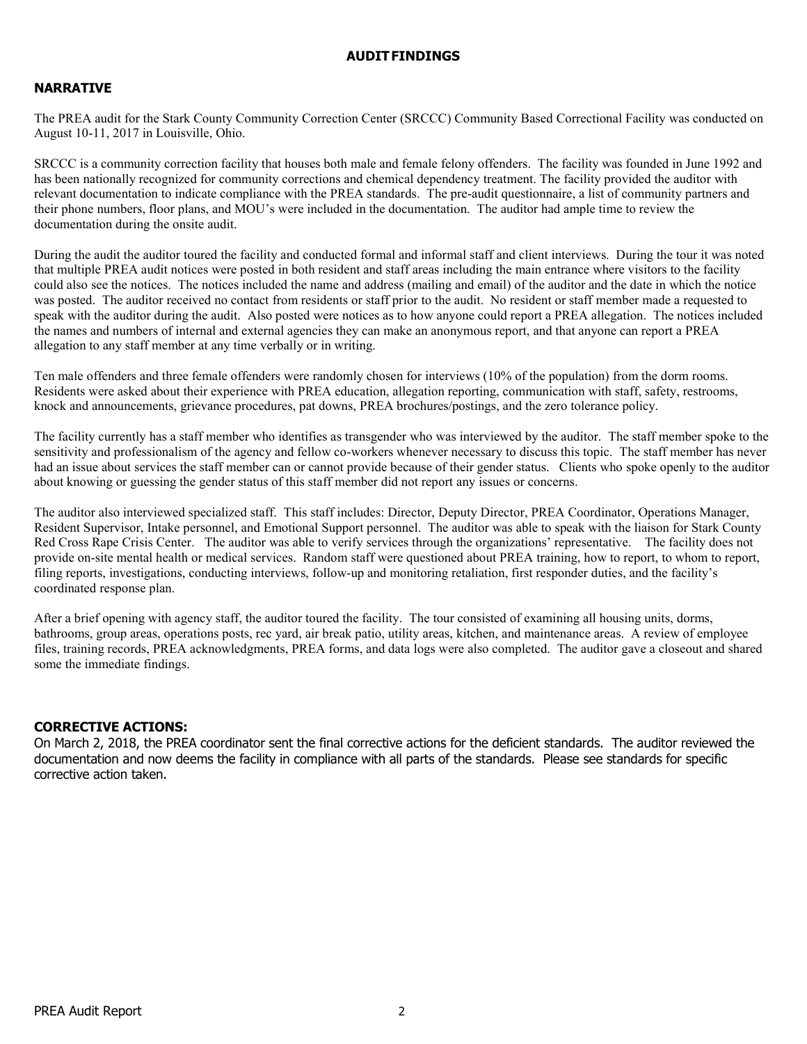## AUDIT FINDINGS

### NARRATIVE

The PREA audit for the Stark County Community Correction Center (SRCCC) Community Based Correctional Facility was conducted on August 10-11, 2017 in Louisville, Ohio.

SRCCC is a community correction facility that houses both male and female felony offenders. The facility was founded in June 1992 and has been nationally recognized for community corrections and chemical dependency treatment. The facility provided the auditor with relevant documentation to indicate compliance with the PREA standards. The pre-audit questionnaire, a list of community partners and their phone numbers, floor plans, and MOU's were included in the documentation. The auditor had ample time to review the documentation during the onsite audit.

During the audit the auditor toured the facility and conducted formal and informal staff and client interviews. During the tour it was noted that multiple PREA audit notices were posted in both resident and staff areas including the main entrance where visitors to the facility could also see the notices. The notices included the name and address (mailing and email) of the auditor and the date in which the notice was posted. The auditor received no contact from residents or staff prior to the audit. No resident or staff member made a requested to speak with the auditor during the audit. Also posted were notices as to how anyone could report a PREA allegation. The notices included the names and numbers of internal and external agencies they can make an anonymous report, and that anyone can report a PREA allegation to any staff member at any time verbally or in writing.

Ten male offenders and three female offenders were randomly chosen for interviews (10% of the population) from the dorm rooms. Residents were asked about their experience with PREA education, allegation reporting, communication with staff, safety, restrooms, knock and announcements, grievance procedures, pat downs, PREA brochures/postings, and the zero tolerance policy.

The facility currently has a staff member who identifies as transgender who was interviewed by the auditor. The staff member spoke to the sensitivity and professionalism of the agency and fellow co-workers whenever necessary to discuss this topic. The staff member has never had an issue about services the staff member can or cannot provide because of their gender status. Clients who spoke openly to the auditor about knowing or guessing the gender status of this staff member did not report any issues or concerns.

The auditor also interviewed specialized staff. This staff includes: Director, Deputy Director, PREA Coordinator, Operations Manager, Resident Supervisor, Intake personnel, and Emotional Support personnel. The auditor was able to speak with the liaison for Stark County Red Cross Rape Crisis Center. The auditor was able to verify services through the organizations' representative. The facility does not provide on-site mental health or medical services. Random staff were questioned about PREA training, how to report, to whom to report, filing reports, investigations, conducting interviews, follow-up and monitoring retaliation, first responder duties, and the facility's coordinated response plan.

After a brief opening with agency staff, the auditor toured the facility. The tour consisted of examining all housing units, dorms, bathrooms, group areas, operations posts, rec yard, air break patio, utility areas, kitchen, and maintenance areas. A review of employee files, training records, PREA acknowledgments, PREA forms, and data logs were also completed. The auditor gave a closeout and shared some the immediate findings.

### CORRECTIVE ACTIONS:

On March 2, 2018, the PREA coordinator sent the final corrective actions for the deficient standards. The auditor reviewed the documentation and now deems the facility in compliance with all parts of the standards. Please see standards for specific corrective action taken.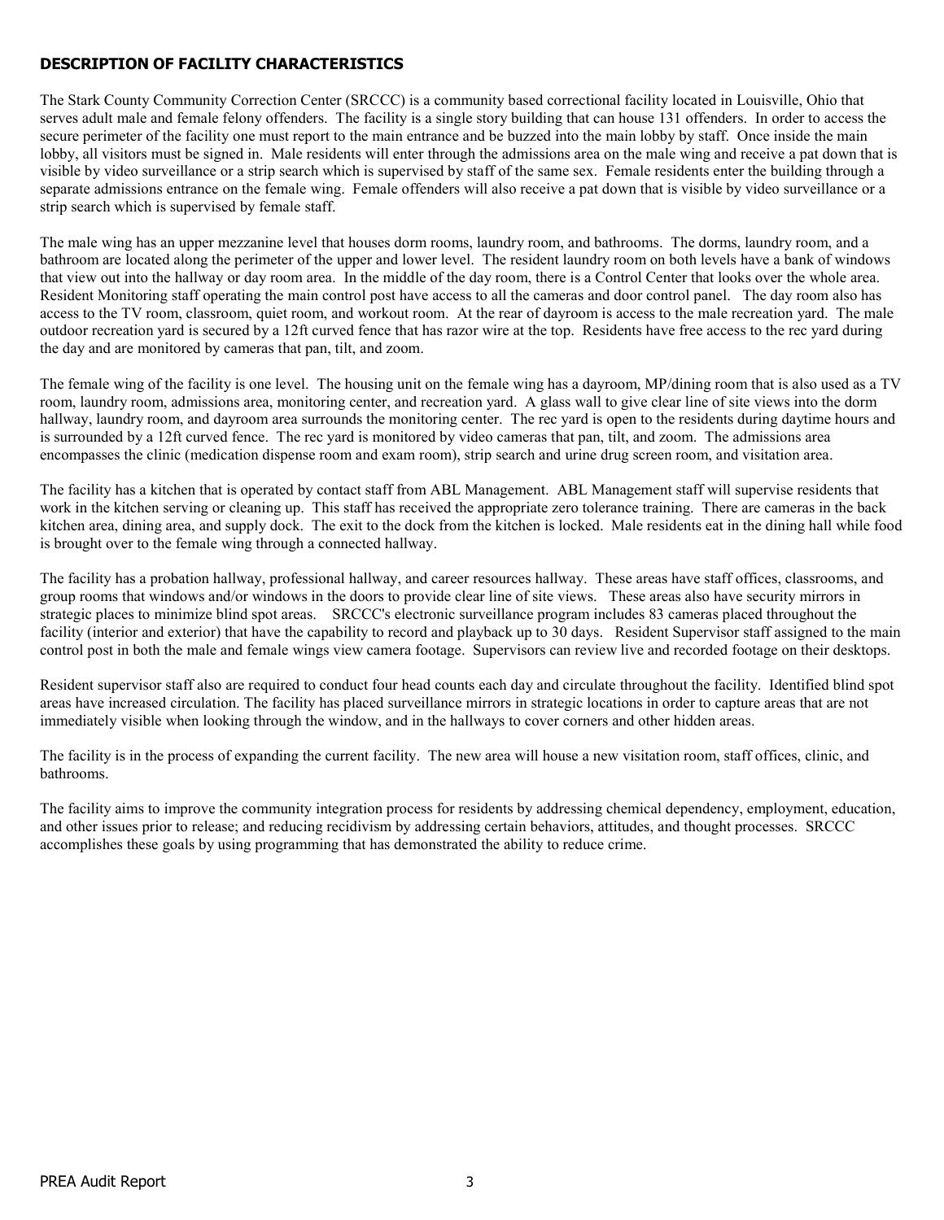## DESCRIPTION OF FACILITY CHARACTERISTICS

The Stark County Community Correction Center (SRCCC) is a community based correctional facility located in Louisville, Ohio that serves adult male and female felony offenders. The facility is a single story building that can house 131 offenders. In order to access the secure perimeter of the facility one must report to the main entrance and be buzzed into the main lobby by staff. Once inside the main lobby, all visitors must be signed in. Male residents will enter through the admissions area on the male wing and receive a pat down that is visible by video surveillance or a strip search which is supervised by staff of the same sex. Female residents enter the building through a separate admissions entrance on the female wing. Female offenders will also receive a pat down that is visible by video surveillance or a strip search which is supervised by female staff.

The male wing has an upper mezzanine level that houses dorm rooms, laundry room, and bathrooms. The dorms, laundry room, and a bathroom are located along the perimeter of the upper and lower level. The resident laundry room on both levels have a bank of windows that view out into the hallway or day room area. In the middle of the day room, there is a Control Center that looks over the whole area. Resident Monitoring staff operating the main control post have access to all the cameras and door control panel. The day room also has access to the TV room, classroom, quiet room, and workout room. At the rear of dayroom is access to the male recreation yard. The male outdoor recreation yard is secured by a 12ft curved fence that has razor wire at the top. Residents have free access to the rec yard during the day and are monitored by cameras that pan, tilt, and zoom.

The female wing of the facility is one level. The housing unit on the female wing has a dayroom, MP/dining room that is also used as a TV room, laundry room, admissions area, monitoring center, and recreation yard. A glass wall to give clear line of site views into the dorm hallway, laundry room, and dayroom area surrounds the monitoring center. The rec yard is open to the residents during daytime hours and is surrounded by a 12ft curved fence. The rec yard is monitored by video cameras that pan, tilt, and zoom. The admissions area encompasses the clinic (medication dispense room and exam room), strip search and urine drug screen room, and visitation area.

The facility has a kitchen that is operated by contact staff from ABL Management. ABL Management staff will supervise residents that work in the kitchen serving or cleaning up. This staff has received the appropriate zero tolerance training. There are cameras in the back kitchen area, dining area, and supply dock. The exit to the dock from the kitchen is locked. Male residents eat in the dining hall while food is brought over to the female wing through a connected hallway.

The facility has a probation hallway, professional hallway, and career resources hallway. These areas have staff offices, classrooms, and group rooms that windows and/or windows in the doors to provide clear line of site views. These areas also have security mirrors in strategic places to minimize blind spot areas. SRCCC's electronic surveillance program includes 83 cameras placed throughout the facility (interior and exterior) that have the capability to record and playback up to 30 days. Resident Supervisor staff assigned to the main control post in both the male and female wings view camera footage. Supervisors can review live and recorded footage on their desktops.

Resident supervisor staff also are required to conduct four head counts each day and circulate throughout the facility. Identified blind spot areas have increased circulation. The facility has placed surveillance mirrors in strategic locations in order to capture areas that are not immediately visible when looking through the window, and in the hallways to cover corners and other hidden areas.

The facility is in the process of expanding the current facility. The new area will house a new visitation room, staff offices, clinic, and bathrooms.

The facility aims to improve the community integration process for residents by addressing chemical dependency, employment, education, and other issues prior to release; and reducing recidivism by addressing certain behaviors, attitudes, and thought processes. SRCCC accomplishes these goals by using programming that has demonstrated the ability to reduce crime.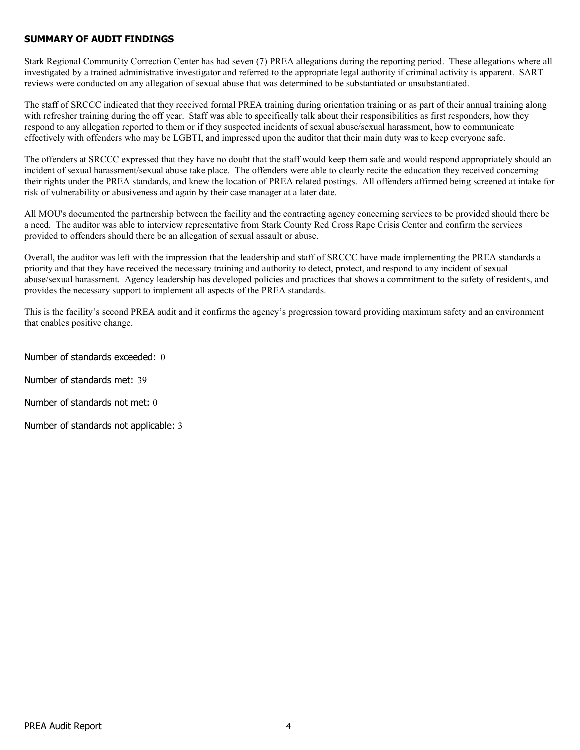## SUMMARY OF AUDIT FINDINGS

Stark Regional Community Correction Center has had seven (7) PREA allegations during the reporting period. These allegations where all investigated by a trained administrative investigator and referred to the appropriate legal authority if criminal activity is apparent. SART reviews were conducted on any allegation of sexual abuse that was determined to be substantiated or unsubstantiated.

The staff of SRCCC indicated that they received formal PREA training during orientation training or as part of their annual training along with refresher training during the off year. Staff was able to specifically talk about their responsibilities as first responders, how they respond to any allegation reported to them or if they suspected incidents of sexual abuse/sexual harassment, how to communicate effectively with offenders who may be LGBTI, and impressed upon the auditor that their main duty was to keep everyone safe.

The offenders at SRCCC expressed that they have no doubt that the staff would keep them safe and would respond appropriately should an incident of sexual harassment/sexual abuse take place. The offenders were able to clearly recite the education they received concerning their rights under the PREA standards, and knew the location of PREA related postings. All offenders affirmed being screened at intake for risk of vulnerability or abusiveness and again by their case manager at a later date.

All MOU's documented the partnership between the facility and the contracting agency concerning services to be provided should there be a need. The auditor was able to interview representative from Stark County Red Cross Rape Crisis Center and confirm the services provided to offenders should there be an allegation of sexual assault or abuse.

Overall, the auditor was left with the impression that the leadership and staff of SRCCC have made implementing the PREA standards a priority and that they have received the necessary training and authority to detect, protect, and respond to any incident of sexual abuse/sexual harassment. Agency leadership has developed policies and practices that shows a commitment to the safety of residents, and provides the necessary support to implement all aspects of the PREA standards.

This is the facility's second PREA audit and it confirms the agency's progression toward providing maximum safety and an environment that enables positive change.

Number of standards exceeded: 0

Number of standards met: 39

Number of standards not met: 0

Number of standards not applicable: 3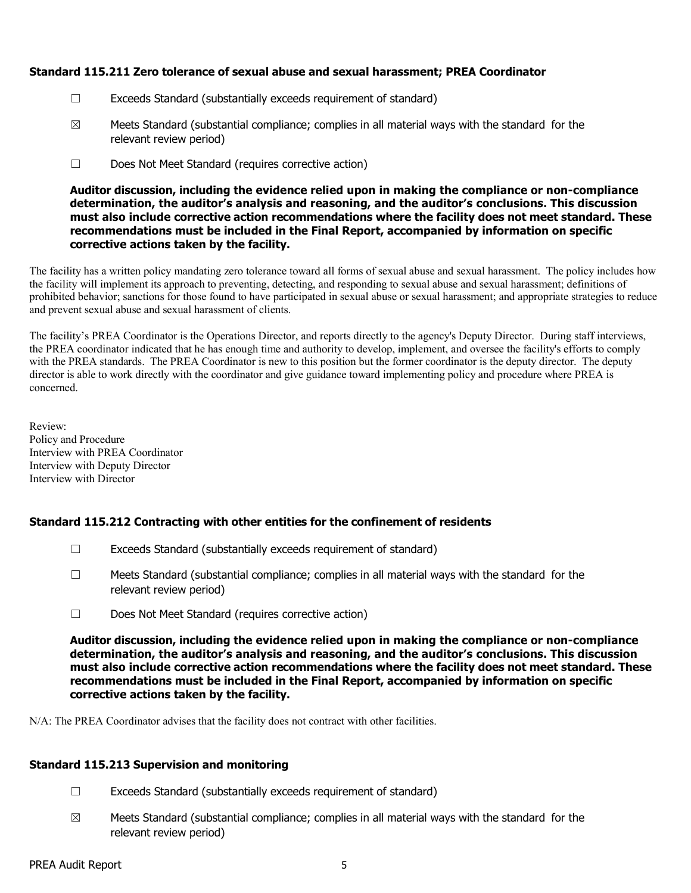### Standard 115.211 Zero tolerance of sexual abuse and sexual harassment; PREA Coordinator

☐ Exceeds Standard (substantially exceeds requirement of standard)

☒ Meets Standard (substantial compliance; complies in all material ways with the standard for the relevant review period)

☐ Does Not Meet Standard (requires corrective action)

**Auditor discussion, including the evidence relied upon in making the compliance or non-compliance determination, the auditor's analysis and reasoning, and the auditor's conclusions. This discussion must also include corrective action recommendations where the facility does not meet standard. These recommendations must be included in the Final Report, accompanied by information on specific corrective actions taken by the facility.**

The facility has a written policy mandating zero tolerance toward all forms of sexual abuse and sexual harassment. The policy includes how the facility will implement its approach to preventing, detecting, and responding to sexual abuse and sexual harassment; definitions of prohibited behavior; sanctions for those found to have participated in sexual abuse or sexual harassment; and appropriate strategies to reduce and prevent sexual abuse and sexual harassment of clients.

The facility's PREA Coordinator is the Operations Director, and reports directly to the agency's Deputy Director. During staff interviews, the PREA coordinator indicated that he has enough time and authority to develop, implement, and oversee the facility's efforts to comply with the PREA standards. The PREA Coordinator is new to this position but the former coordinator is the deputy director. The deputy director is able to work directly with the coordinator and give guidance toward implementing policy and procedure where PREA is concerned.

Review:
Policy and Procedure
Interview with PREA Coordinator
Interview with Deputy Director
Interview with Director

### Standard 115.212 Contracting with other entities for the confinement of residents

☐ Exceeds Standard (substantially exceeds requirement of standard)

☐ Meets Standard (substantial compliance; complies in all material ways with the standard for the relevant review period)

☐ Does Not Meet Standard (requires corrective action)

**Auditor discussion, including the evidence relied upon in making the compliance or non-compliance determination, the auditor's analysis and reasoning, and the auditor's conclusions. This discussion must also include corrective action recommendations where the facility does not meet standard. These recommendations must be included in the Final Report, accompanied by information on specific corrective actions taken by the facility.**

N/A: The PREA Coordinator advises that the facility does not contract with other facilities.

### Standard 115.213 Supervision and monitoring

☐ Exceeds Standard (substantially exceeds requirement of standard)

☒ Meets Standard (substantial compliance; complies in all material ways with the standard for the relevant review period)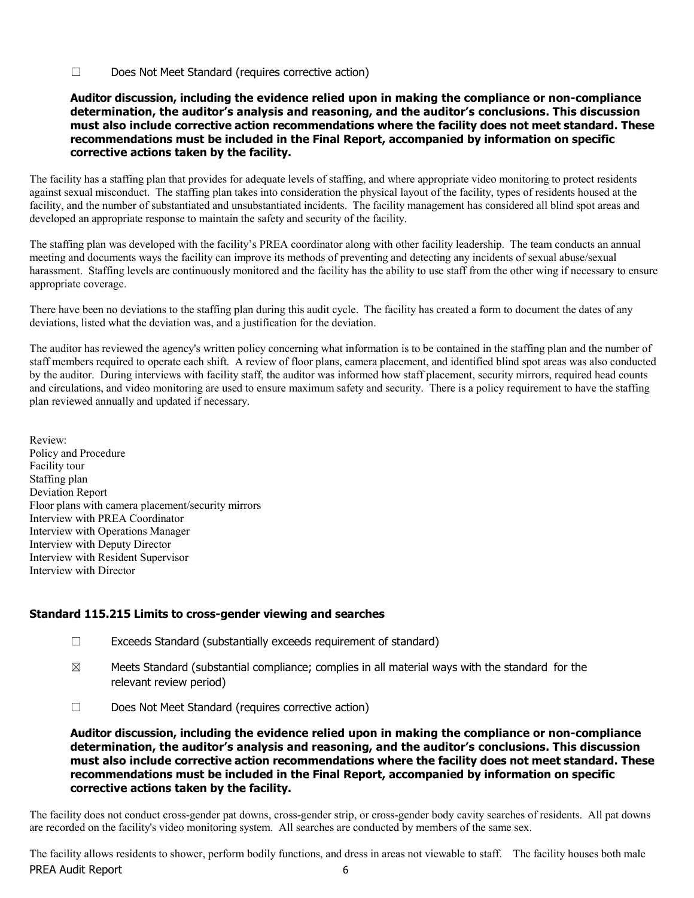☐ Does Not Meet Standard (requires corrective action)

**Auditor discussion, including the evidence relied upon in making the compliance or non-compliance determination, the auditor's analysis and reasoning, and the auditor's conclusions. This discussion must also include corrective action recommendations where the facility does not meet standard. These recommendations must be included in the Final Report, accompanied by information on specific corrective actions taken by the facility.**

The facility has a staffing plan that provides for adequate levels of staffing, and where appropriate video monitoring to protect residents against sexual misconduct. The staffing plan takes into consideration the physical layout of the facility, types of residents housed at the facility, and the number of substantiated and unsubstantiated incidents. The facility management has considered all blind spot areas and developed an appropriate response to maintain the safety and security of the facility.

The staffing plan was developed with the facility's PREA coordinator along with other facility leadership. The team conducts an annual meeting and documents ways the facility can improve its methods of preventing and detecting any incidents of sexual abuse/sexual harassment. Staffing levels are continuously monitored and the facility has the ability to use staff from the other wing if necessary to ensure appropriate coverage.

There have been no deviations to the staffing plan during this audit cycle. The facility has created a form to document the dates of any deviations, listed what the deviation was, and a justification for the deviation.

The auditor has reviewed the agency's written policy concerning what information is to be contained in the staffing plan and the number of staff members required to operate each shift. A review of floor plans, camera placement, and identified blind spot areas was also conducted by the auditor. During interviews with facility staff, the auditor was informed how staff placement, security mirrors, required head counts and circulations, and video monitoring are used to ensure maximum safety and security. There is a policy requirement to have the staffing plan reviewed annually and updated if necessary.

Review:
Policy and Procedure
Facility tour
Staffing plan
Deviation Report
Floor plans with camera placement/security mirrors
Interview with PREA Coordinator
Interview with Operations Manager
Interview with Deputy Director
Interview with Resident Supervisor
Interview with Director

### Standard 115.215 Limits to cross-gender viewing and searches

☐ Exceeds Standard (substantially exceeds requirement of standard)

☒ Meets Standard (substantial compliance; complies in all material ways with the standard for the relevant review period)

☐ Does Not Meet Standard (requires corrective action)

**Auditor discussion, including the evidence relied upon in making the compliance or non-compliance determination, the auditor's analysis and reasoning, and the auditor's conclusions. This discussion must also include corrective action recommendations where the facility does not meet standard. These recommendations must be included in the Final Report, accompanied by information on specific corrective actions taken by the facility.**

The facility does not conduct cross-gender pat downs, cross-gender strip, or cross-gender body cavity searches of residents. All pat downs are recorded on the facility's video monitoring system. All searches are conducted by members of the same sex.

The facility allows residents to shower, perform bodily functions, and dress in areas not viewable to staff. The facility houses both male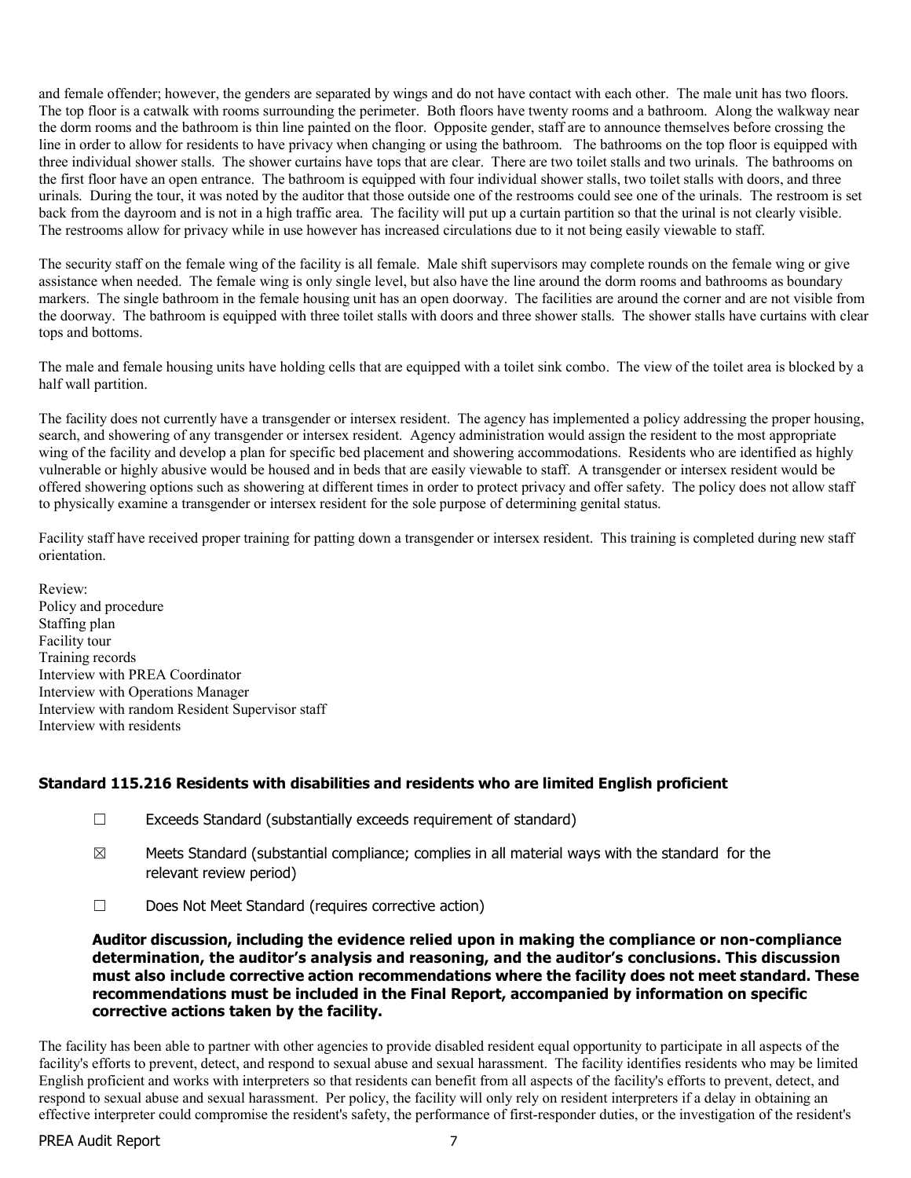and female offender; however, the genders are separated by wings and do not have contact with each other. The male unit has two floors. The top floor is a catwalk with rooms surrounding the perimeter. Both floors have twenty rooms and a bathroom. Along the walkway near the dorm rooms and the bathroom is thin line painted on the floor. Opposite gender, staff are to announce themselves before crossing the line in order to allow for residents to have privacy when changing or using the bathroom. The bathrooms on the top floor is equipped with three individual shower stalls. The shower curtains have tops that are clear. There are two toilet stalls and two urinals. The bathrooms on the first floor have an open entrance. The bathroom is equipped with four individual shower stalls, two toilet stalls with doors, and three urinals. During the tour, it was noted by the auditor that those outside one of the restrooms could see one of the urinals. The restroom is set back from the dayroom and is not in a high traffic area. The facility will put up a curtain partition so that the urinal is not clearly visible. The restrooms allow for privacy while in use however has increased circulations due to it not being easily viewable to staff.

The security staff on the female wing of the facility is all female. Male shift supervisors may complete rounds on the female wing or give assistance when needed. The female wing is only single level, but also have the line around the dorm rooms and bathrooms as boundary markers. The single bathroom in the female housing unit has an open doorway. The facilities are around the corner and are not visible from the doorway. The bathroom is equipped with three toilet stalls with doors and three shower stalls. The shower stalls have curtains with clear tops and bottoms.

The male and female housing units have holding cells that are equipped with a toilet sink combo. The view of the toilet area is blocked by a half wall partition.

The facility does not currently have a transgender or intersex resident. The agency has implemented a policy addressing the proper housing, search, and showering of any transgender or intersex resident. Agency administration would assign the resident to the most appropriate wing of the facility and develop a plan for specific bed placement and showering accommodations. Residents who are identified as highly vulnerable or highly abusive would be housed and in beds that are easily viewable to staff. A transgender or intersex resident would be offered showering options such as showering at different times in order to protect privacy and offer safety. The policy does not allow staff to physically examine a transgender or intersex resident for the sole purpose of determining genital status.

Facility staff have received proper training for patting down a transgender or intersex resident. This training is completed during new staff orientation.

Review:
Policy and procedure
Staffing plan
Facility tour
Training records
Interview with PREA Coordinator
Interview with Operations Manager
Interview with random Resident Supervisor staff
Interview with residents

### Standard 115.216 Residents with disabilities and residents who are limited English proficient

☐ Exceeds Standard (substantially exceeds requirement of standard)

☒ Meets Standard (substantial compliance; complies in all material ways with the standard for the relevant review period)

☐ Does Not Meet Standard (requires corrective action)

**Auditor discussion, including the evidence relied upon in making the compliance or non-compliance determination, the auditor's analysis and reasoning, and the auditor's conclusions. This discussion must also include corrective action recommendations where the facility does not meet standard. These recommendations must be included in the Final Report, accompanied by information on specific corrective actions taken by the facility.**

The facility has been able to partner with other agencies to provide disabled resident equal opportunity to participate in all aspects of the facility's efforts to prevent, detect, and respond to sexual abuse and sexual harassment. The facility identifies residents who may be limited English proficient and works with interpreters so that residents can benefit from all aspects of the facility's efforts to prevent, detect, and respond to sexual abuse and sexual harassment. Per policy, the facility will only rely on resident interpreters if a delay in obtaining an effective interpreter could compromise the resident's safety, the performance of first-responder duties, or the investigation of the resident's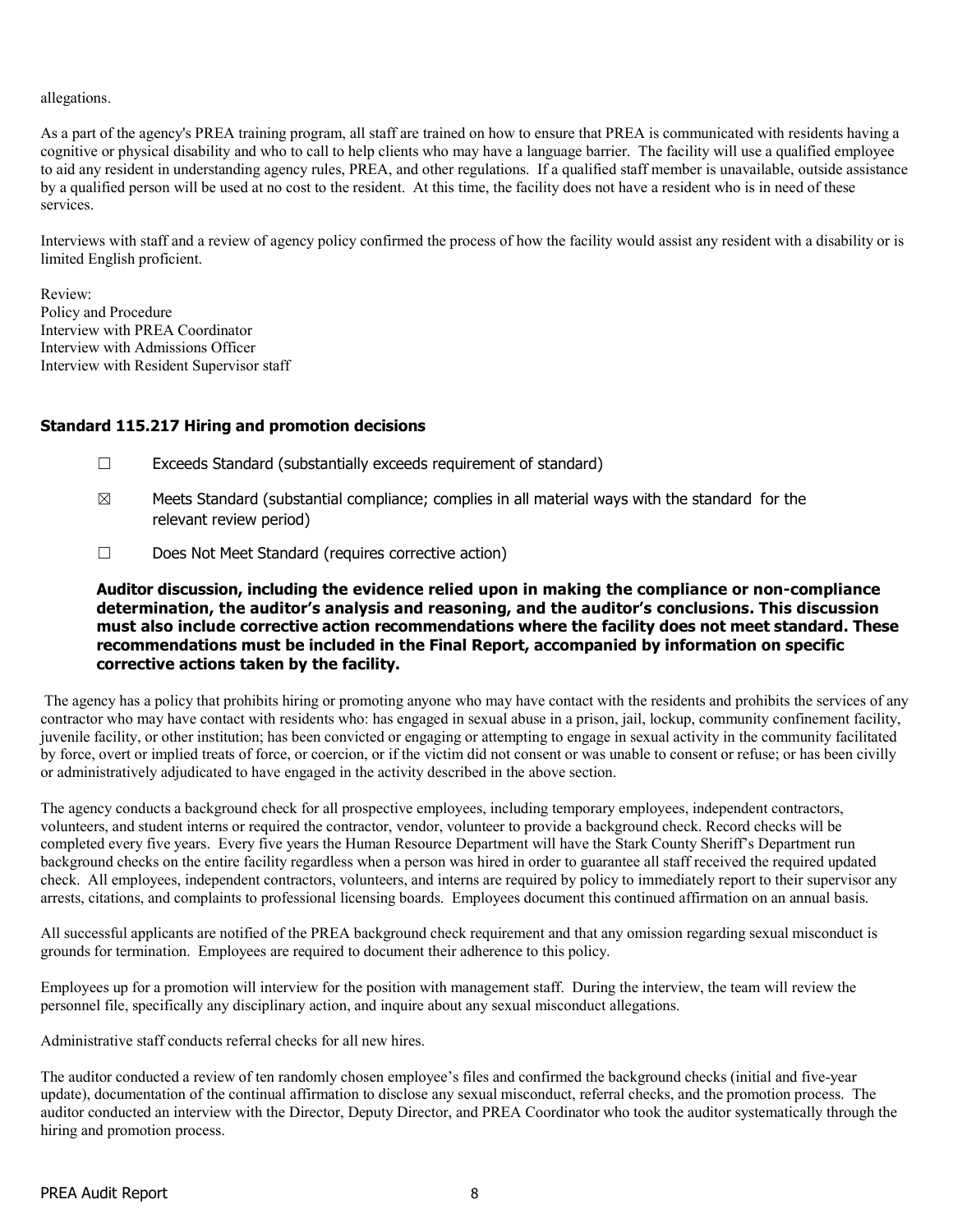allegations.

As a part of the agency's PREA training program, all staff are trained on how to ensure that PREA is communicated with residents having a cognitive or physical disability and who to call to help clients who may have a language barrier. The facility will use a qualified employee to aid any resident in understanding agency rules, PREA, and other regulations. If a qualified staff member is unavailable, outside assistance by a qualified person will be used at no cost to the resident. At this time, the facility does not have a resident who is in need of these services.

Interviews with staff and a review of agency policy confirmed the process of how the facility would assist any resident with a disability or is limited English proficient.

Review:
Policy and Procedure
Interview with PREA Coordinator
Interview with Admissions Officer
Interview with Resident Supervisor staff

### Standard 115.217 Hiring and promotion decisions

☐ Exceeds Standard (substantially exceeds requirement of standard)

☒ Meets Standard (substantial compliance; complies in all material ways with the standard for the relevant review period)

☐ Does Not Meet Standard (requires corrective action)

**Auditor discussion, including the evidence relied upon in making the compliance or non-compliance determination, the auditor's analysis and reasoning, and the auditor's conclusions. This discussion must also include corrective action recommendations where the facility does not meet standard. These recommendations must be included in the Final Report, accompanied by information on specific corrective actions taken by the facility.**

The agency has a policy that prohibits hiring or promoting anyone who may have contact with the residents and prohibits the services of any contractor who may have contact with residents who: has engaged in sexual abuse in a prison, jail, lockup, community confinement facility, juvenile facility, or other institution; has been convicted or engaging or attempting to engage in sexual activity in the community facilitated by force, overt or implied treats of force, or coercion, or if the victim did not consent or was unable to consent or refuse; or has been civilly or administratively adjudicated to have engaged in the activity described in the above section.

The agency conducts a background check for all prospective employees, including temporary employees, independent contractors, volunteers, and student interns or required the contractor, vendor, volunteer to provide a background check. Record checks will be completed every five years. Every five years the Human Resource Department will have the Stark County Sheriff's Department run background checks on the entire facility regardless when a person was hired in order to guarantee all staff received the required updated check. All employees, independent contractors, volunteers, and interns are required by policy to immediately report to their supervisor any arrests, citations, and complaints to professional licensing boards. Employees document this continued affirmation on an annual basis.

All successful applicants are notified of the PREA background check requirement and that any omission regarding sexual misconduct is grounds for termination. Employees are required to document their adherence to this policy.

Employees up for a promotion will interview for the position with management staff. During the interview, the team will review the personnel file, specifically any disciplinary action, and inquire about any sexual misconduct allegations.

Administrative staff conducts referral checks for all new hires.

The auditor conducted a review of ten randomly chosen employee's files and confirmed the background checks (initial and five-year update), documentation of the continual affirmation to disclose any sexual misconduct, referral checks, and the promotion process. The auditor conducted an interview with the Director, Deputy Director, and PREA Coordinator who took the auditor systematically through the hiring and promotion process.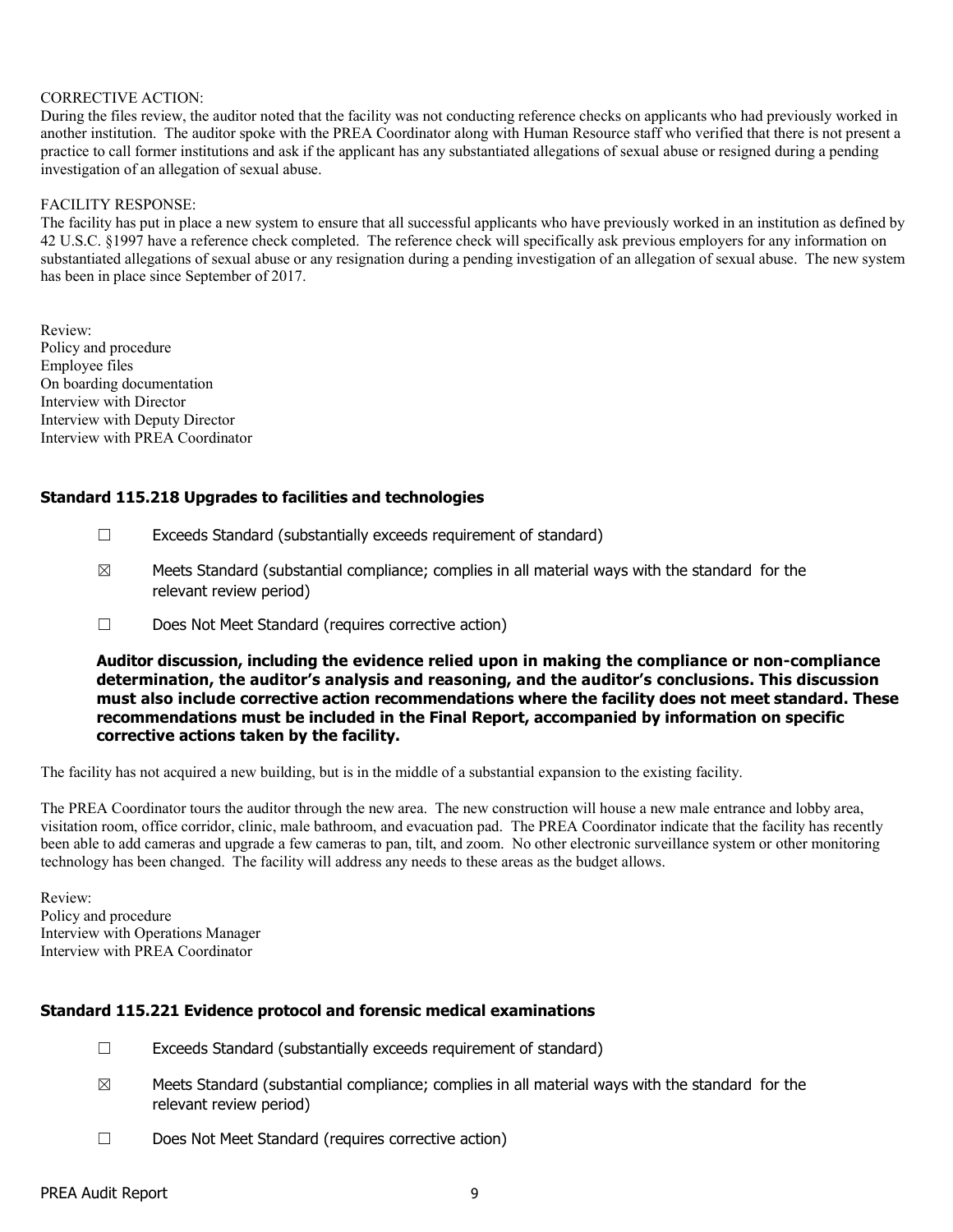CORRECTIVE ACTION:
During the files review, the auditor noted that the facility was not conducting reference checks on applicants who had previously worked in another institution. The auditor spoke with the PREA Coordinator along with Human Resource staff who verified that there is not present a practice to call former institutions and ask if the applicant has any substantiated allegations of sexual abuse or resigned during a pending investigation of an allegation of sexual abuse.

FACILITY RESPONSE:
The facility has put in place a new system to ensure that all successful applicants who have previously worked in an institution as defined by 42 U.S.C. §1997 have a reference check completed. The reference check will specifically ask previous employers for any information on substantiated allegations of sexual abuse or any resignation during a pending investigation of an allegation of sexual abuse. The new system has been in place since September of 2017.

Review:
Policy and procedure
Employee files
On boarding documentation
Interview with Director
Interview with Deputy Director
Interview with PREA Coordinator

### Standard 115.218 Upgrades to facilities and technologies

☐ Exceeds Standard (substantially exceeds requirement of standard)

☒ Meets Standard (substantial compliance; complies in all material ways with the standard for the relevant review period)

☐ Does Not Meet Standard (requires corrective action)

**Auditor discussion, including the evidence relied upon in making the compliance or non-compliance determination, the auditor's analysis and reasoning, and the auditor's conclusions. This discussion must also include corrective action recommendations where the facility does not meet standard. These recommendations must be included in the Final Report, accompanied by information on specific corrective actions taken by the facility.**

The facility has not acquired a new building, but is in the middle of a substantial expansion to the existing facility.

The PREA Coordinator tours the auditor through the new area. The new construction will house a new male entrance and lobby area, visitation room, office corridor, clinic, male bathroom, and evacuation pad. The PREA Coordinator indicate that the facility has recently been able to add cameras and upgrade a few cameras to pan, tilt, and zoom. No other electronic surveillance system or other monitoring technology has been changed. The facility will address any needs to these areas as the budget allows.

Review:
Policy and procedure
Interview with Operations Manager
Interview with PREA Coordinator

### Standard 115.221 Evidence protocol and forensic medical examinations

☐ Exceeds Standard (substantially exceeds requirement of standard)

☒ Meets Standard (substantial compliance; complies in all material ways with the standard for the relevant review period)

☐ Does Not Meet Standard (requires corrective action)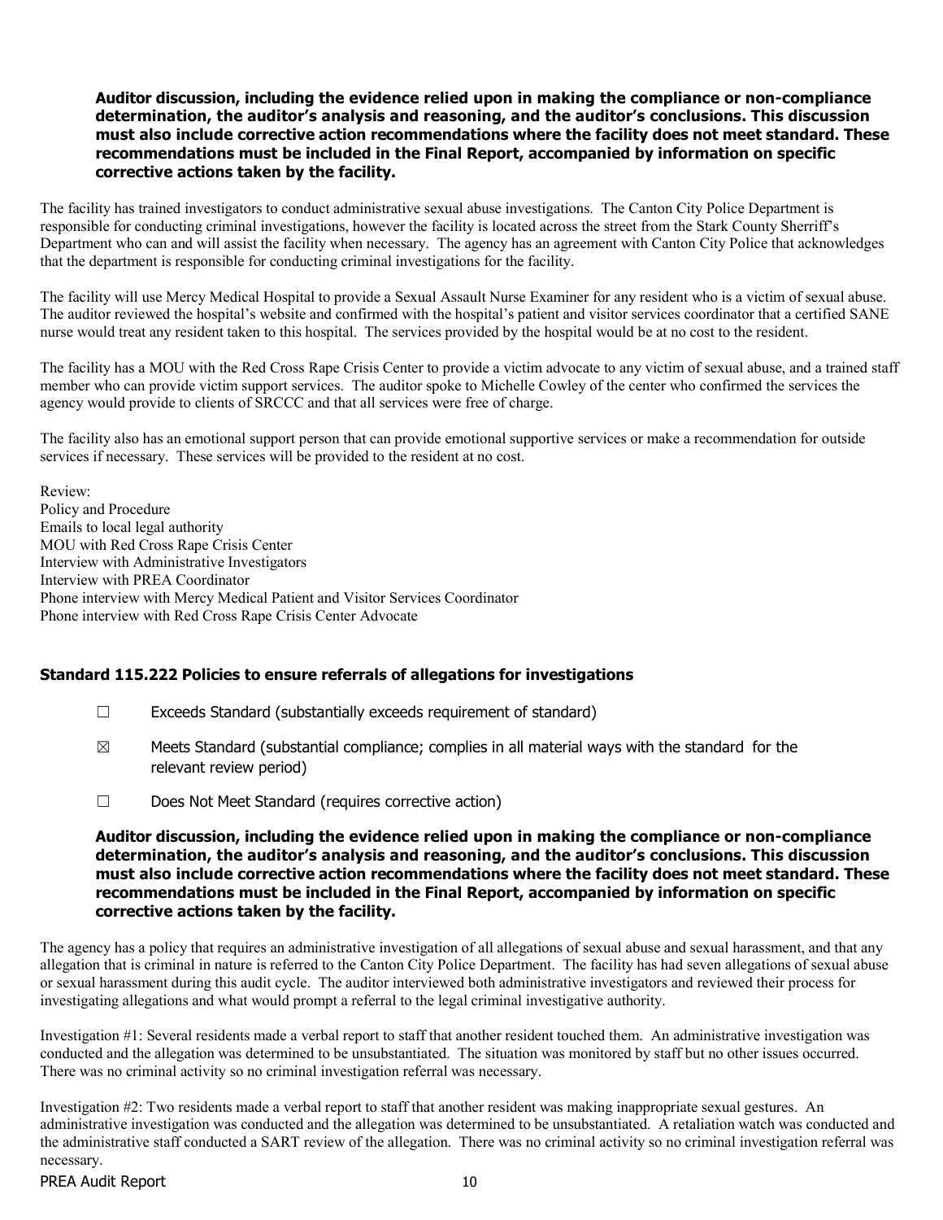**Auditor discussion, including the evidence relied upon in making the compliance or non-compliance determination, the auditor's analysis and reasoning, and the auditor's conclusions. This discussion must also include corrective action recommendations where the facility does not meet standard. These recommendations must be included in the Final Report, accompanied by information on specific corrective actions taken by the facility.**

The facility has trained investigators to conduct administrative sexual abuse investigations. The Canton City Police Department is responsible for conducting criminal investigations, however the facility is located across the street from the Stark County Sherriff's Department who can and will assist the facility when necessary. The agency has an agreement with Canton City Police that acknowledges that the department is responsible for conducting criminal investigations for the facility.

The facility will use Mercy Medical Hospital to provide a Sexual Assault Nurse Examiner for any resident who is a victim of sexual abuse. The auditor reviewed the hospital's website and confirmed with the hospital's patient and visitor services coordinator that a certified SANE nurse would treat any resident taken to this hospital. The services provided by the hospital would be at no cost to the resident.

The facility has a MOU with the Red Cross Rape Crisis Center to provide a victim advocate to any victim of sexual abuse, and a trained staff member who can provide victim support services. The auditor spoke to Michelle Cowley of the center who confirmed the services the agency would provide to clients of SRCCC and that all services were free of charge.

The facility also has an emotional support person that can provide emotional supportive services or make a recommendation for outside services if necessary. These services will be provided to the resident at no cost.

Review:
Policy and Procedure
Emails to local legal authority
MOU with Red Cross Rape Crisis Center
Interview with Administrative Investigators
Interview with PREA Coordinator
Phone interview with Mercy Medical Patient and Visitor Services Coordinator
Phone interview with Red Cross Rape Crisis Center Advocate

### Standard 115.222 Policies to ensure referrals of allegations for investigations

☐ Exceeds Standard (substantially exceeds requirement of standard)

☒ Meets Standard (substantial compliance; complies in all material ways with the standard for the relevant review period)

☐ Does Not Meet Standard (requires corrective action)

**Auditor discussion, including the evidence relied upon in making the compliance or non-compliance determination, the auditor's analysis and reasoning, and the auditor's conclusions. This discussion must also include corrective action recommendations where the facility does not meet standard. These recommendations must be included in the Final Report, accompanied by information on specific corrective actions taken by the facility.**

The agency has a policy that requires an administrative investigation of all allegations of sexual abuse and sexual harassment, and that any allegation that is criminal in nature is referred to the Canton City Police Department. The facility has had seven allegations of sexual abuse or sexual harassment during this audit cycle. The auditor interviewed both administrative investigators and reviewed their process for investigating allegations and what would prompt a referral to the legal criminal investigative authority.

Investigation #1: Several residents made a verbal report to staff that another resident touched them. An administrative investigation was conducted and the allegation was determined to be unsubstantiated. The situation was monitored by staff but no other issues occurred. There was no criminal activity so no criminal investigation referral was necessary.

Investigation #2: Two residents made a verbal report to staff that another resident was making inappropriate sexual gestures. An administrative investigation was conducted and the allegation was determined to be unsubstantiated. A retaliation watch was conducted and the administrative staff conducted a SART review of the allegation. There was no criminal activity so no criminal investigation referral was necessary.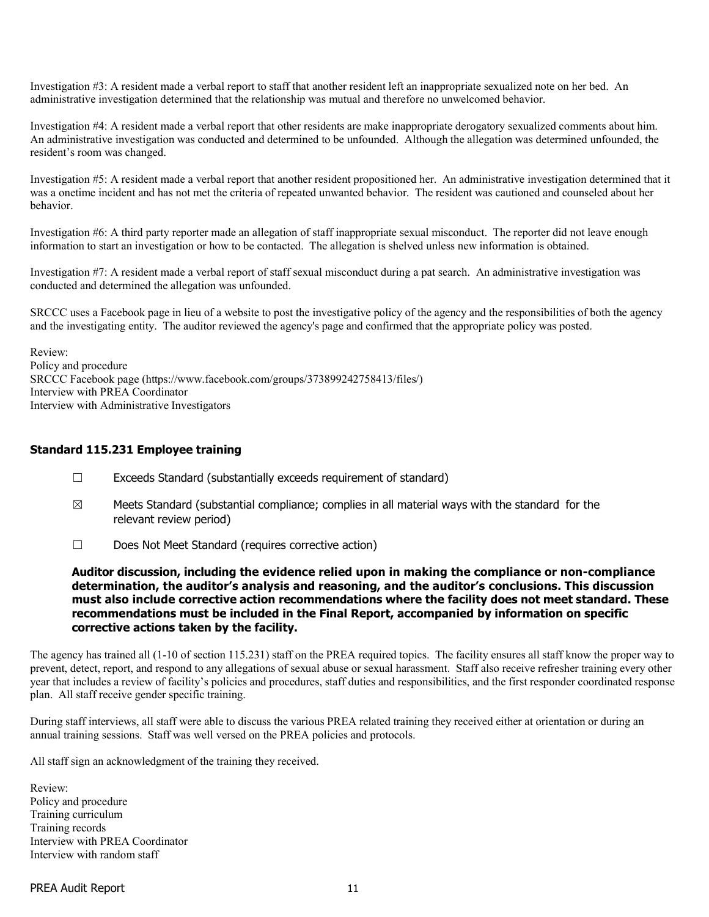Investigation #3: A resident made a verbal report to staff that another resident left an inappropriate sexualized note on her bed. An administrative investigation determined that the relationship was mutual and therefore no unwelcomed behavior.

Investigation #4: A resident made a verbal report that other residents are make inappropriate derogatory sexualized comments about him. An administrative investigation was conducted and determined to be unfounded. Although the allegation was determined unfounded, the resident's room was changed.

Investigation #5: A resident made a verbal report that another resident propositioned her. An administrative investigation determined that it was a onetime incident and has not met the criteria of repeated unwanted behavior. The resident was cautioned and counseled about her behavior.

Investigation #6: A third party reporter made an allegation of staff inappropriate sexual misconduct. The reporter did not leave enough information to start an investigation or how to be contacted. The allegation is shelved unless new information is obtained.

Investigation #7: A resident made a verbal report of staff sexual misconduct during a pat search. An administrative investigation was conducted and determined the allegation was unfounded.

SRCCC uses a Facebook page in lieu of a website to post the investigative policy of the agency and the responsibilities of both the agency and the investigating entity. The auditor reviewed the agency's page and confirmed that the appropriate policy was posted.

Review:
Policy and procedure
SRCCC Facebook page (https://www.facebook.com/groups/373899242758413/files/)
Interview with PREA Coordinator
Interview with Administrative Investigators

### Standard 115.231 Employee training

☐ Exceeds Standard (substantially exceeds requirement of standard)

☒ Meets Standard (substantial compliance; complies in all material ways with the standard for the relevant review period)

☐ Does Not Meet Standard (requires corrective action)

**Auditor discussion, including the evidence relied upon in making the compliance or non-compliance determination, the auditor's analysis and reasoning, and the auditor's conclusions. This discussion must also include corrective action recommendations where the facility does not meet standard. These recommendations must be included in the Final Report, accompanied by information on specific corrective actions taken by the facility.**

The agency has trained all (1-10 of section 115.231) staff on the PREA required topics. The facility ensures all staff know the proper way to prevent, detect, report, and respond to any allegations of sexual abuse or sexual harassment. Staff also receive refresher training every other year that includes a review of facility's policies and procedures, staff duties and responsibilities, and the first responder coordinated response plan. All staff receive gender specific training.

During staff interviews, all staff were able to discuss the various PREA related training they received either at orientation or during an annual training sessions. Staff was well versed on the PREA policies and protocols.

All staff sign an acknowledgment of the training they received.

Review:
Policy and procedure
Training curriculum
Training records
Interview with PREA Coordinator
Interview with random staff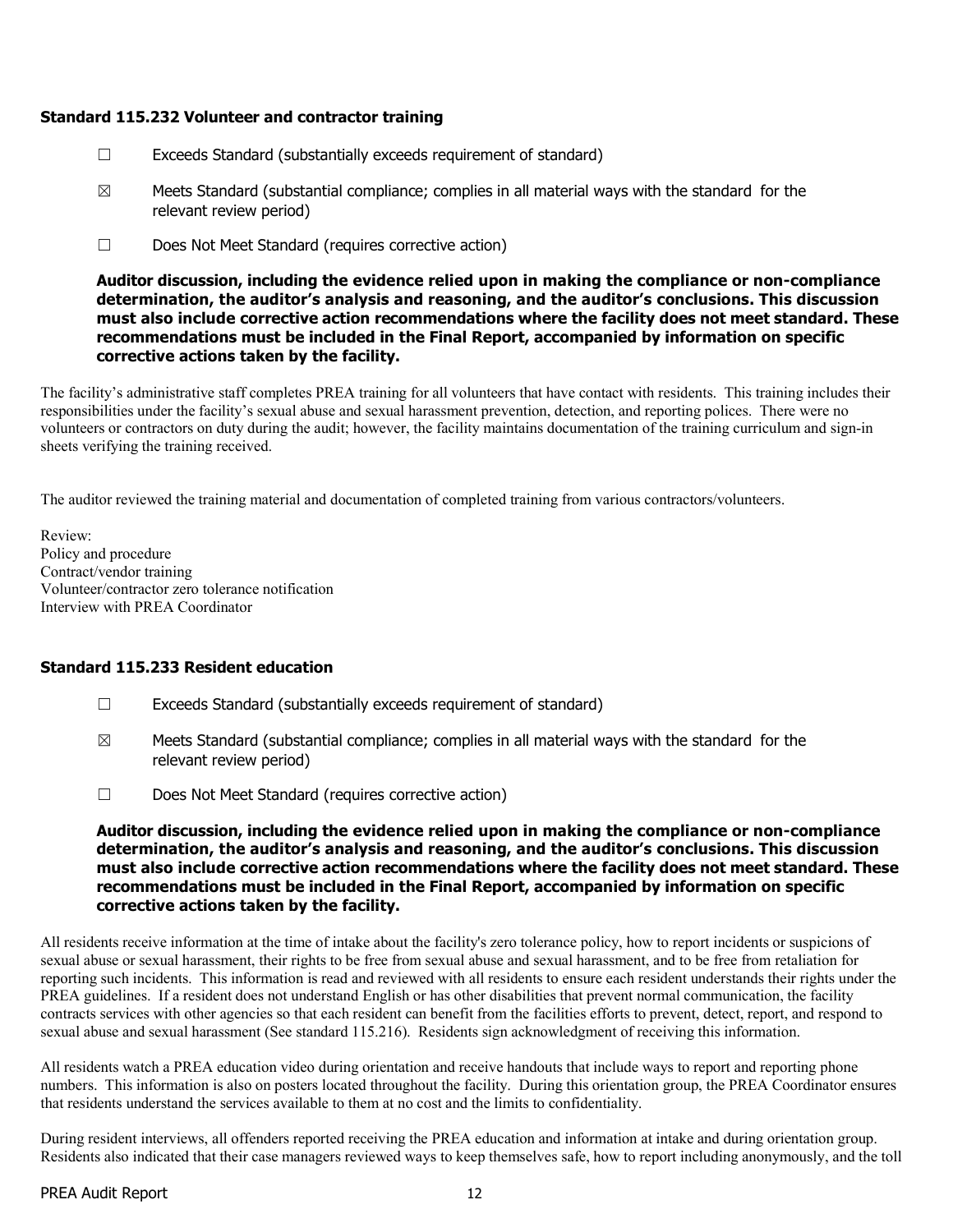### Standard 115.232 Volunteer and contractor training

☐ Exceeds Standard (substantially exceeds requirement of standard)

☒ Meets Standard (substantial compliance; complies in all material ways with the standard for the relevant review period)

☐ Does Not Meet Standard (requires corrective action)

**Auditor discussion, including the evidence relied upon in making the compliance or non-compliance determination, the auditor's analysis and reasoning, and the auditor's conclusions. This discussion must also include corrective action recommendations where the facility does not meet standard. These recommendations must be included in the Final Report, accompanied by information on specific corrective actions taken by the facility.**

The facility's administrative staff completes PREA training for all volunteers that have contact with residents. This training includes their responsibilities under the facility's sexual abuse and sexual harassment prevention, detection, and reporting polices. There were no volunteers or contractors on duty during the audit; however, the facility maintains documentation of the training curriculum and sign-in sheets verifying the training received.

The auditor reviewed the training material and documentation of completed training from various contractors/volunteers.

Review:
Policy and procedure
Contract/vendor training
Volunteer/contractor zero tolerance notification
Interview with PREA Coordinator

### Standard 115.233 Resident education

☐ Exceeds Standard (substantially exceeds requirement of standard)

☒ Meets Standard (substantial compliance; complies in all material ways with the standard for the relevant review period)

☐ Does Not Meet Standard (requires corrective action)

**Auditor discussion, including the evidence relied upon in making the compliance or non-compliance determination, the auditor's analysis and reasoning, and the auditor's conclusions. This discussion must also include corrective action recommendations where the facility does not meet standard. These recommendations must be included in the Final Report, accompanied by information on specific corrective actions taken by the facility.**

All residents receive information at the time of intake about the facility's zero tolerance policy, how to report incidents or suspicions of sexual abuse or sexual harassment, their rights to be free from sexual abuse and sexual harassment, and to be free from retaliation for reporting such incidents. This information is read and reviewed with all residents to ensure each resident understands their rights under the PREA guidelines. If a resident does not understand English or has other disabilities that prevent normal communication, the facility contracts services with other agencies so that each resident can benefit from the facilities efforts to prevent, detect, report, and respond to sexual abuse and sexual harassment (See standard 115.216). Residents sign acknowledgment of receiving this information.

All residents watch a PREA education video during orientation and receive handouts that include ways to report and reporting phone numbers. This information is also on posters located throughout the facility. During this orientation group, the PREA Coordinator ensures that residents understand the services available to them at no cost and the limits to confidentiality.

During resident interviews, all offenders reported receiving the PREA education and information at intake and during orientation group. Residents also indicated that their case managers reviewed ways to keep themselves safe, how to report including anonymously, and the toll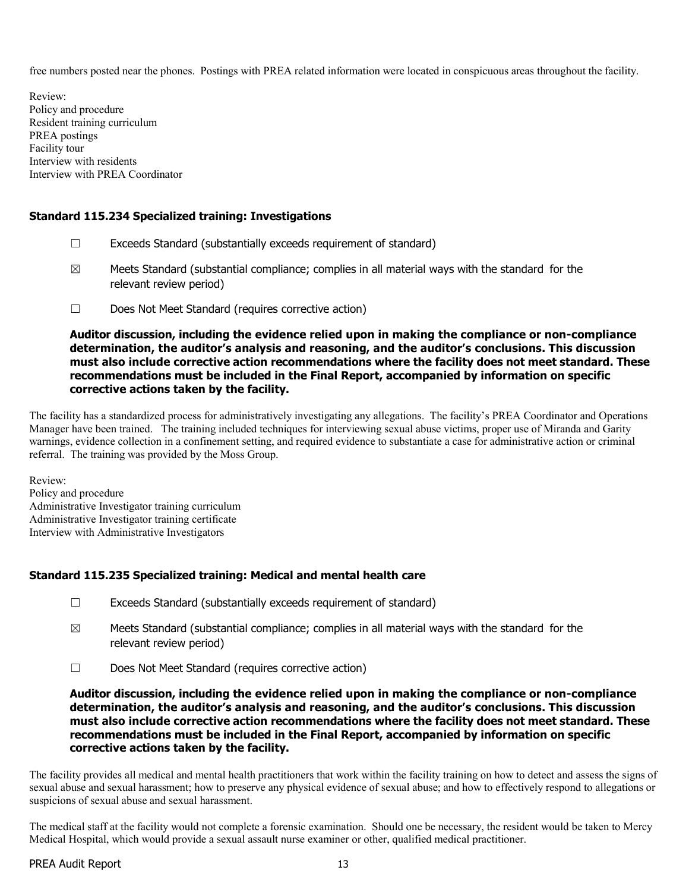free numbers posted near the phones. Postings with PREA related information were located in conspicuous areas throughout the facility.

Review:
Policy and procedure
Resident training curriculum
PREA postings
Facility tour
Interview with residents
Interview with PREA Coordinator

### Standard 115.234 Specialized training: Investigations

☐ Exceeds Standard (substantially exceeds requirement of standard)

☒ Meets Standard (substantial compliance; complies in all material ways with the standard for the relevant review period)

☐ Does Not Meet Standard (requires corrective action)

**Auditor discussion, including the evidence relied upon in making the compliance or non-compliance determination, the auditor's analysis and reasoning, and the auditor's conclusions. This discussion must also include corrective action recommendations where the facility does not meet standard. These recommendations must be included in the Final Report, accompanied by information on specific corrective actions taken by the facility.**

The facility has a standardized process for administratively investigating any allegations. The facility's PREA Coordinator and Operations Manager have been trained. The training included techniques for interviewing sexual abuse victims, proper use of Miranda and Garity warnings, evidence collection in a confinement setting, and required evidence to substantiate a case for administrative action or criminal referral. The training was provided by the Moss Group.

Review:
Policy and procedure
Administrative Investigator training curriculum
Administrative Investigator training certificate
Interview with Administrative Investigators

### Standard 115.235 Specialized training: Medical and mental health care

☐ Exceeds Standard (substantially exceeds requirement of standard)

☒ Meets Standard (substantial compliance; complies in all material ways with the standard for the relevant review period)

☐ Does Not Meet Standard (requires corrective action)

**Auditor discussion, including the evidence relied upon in making the compliance or non-compliance determination, the auditor's analysis and reasoning, and the auditor's conclusions. This discussion must also include corrective action recommendations where the facility does not meet standard. These recommendations must be included in the Final Report, accompanied by information on specific corrective actions taken by the facility.**

The facility provides all medical and mental health practitioners that work within the facility training on how to detect and assess the signs of sexual abuse and sexual harassment; how to preserve any physical evidence of sexual abuse; and how to effectively respond to allegations or suspicions of sexual abuse and sexual harassment.

The medical staff at the facility would not complete a forensic examination. Should one be necessary, the resident would be taken to Mercy Medical Hospital, which would provide a sexual assault nurse examiner or other, qualified medical practitioner.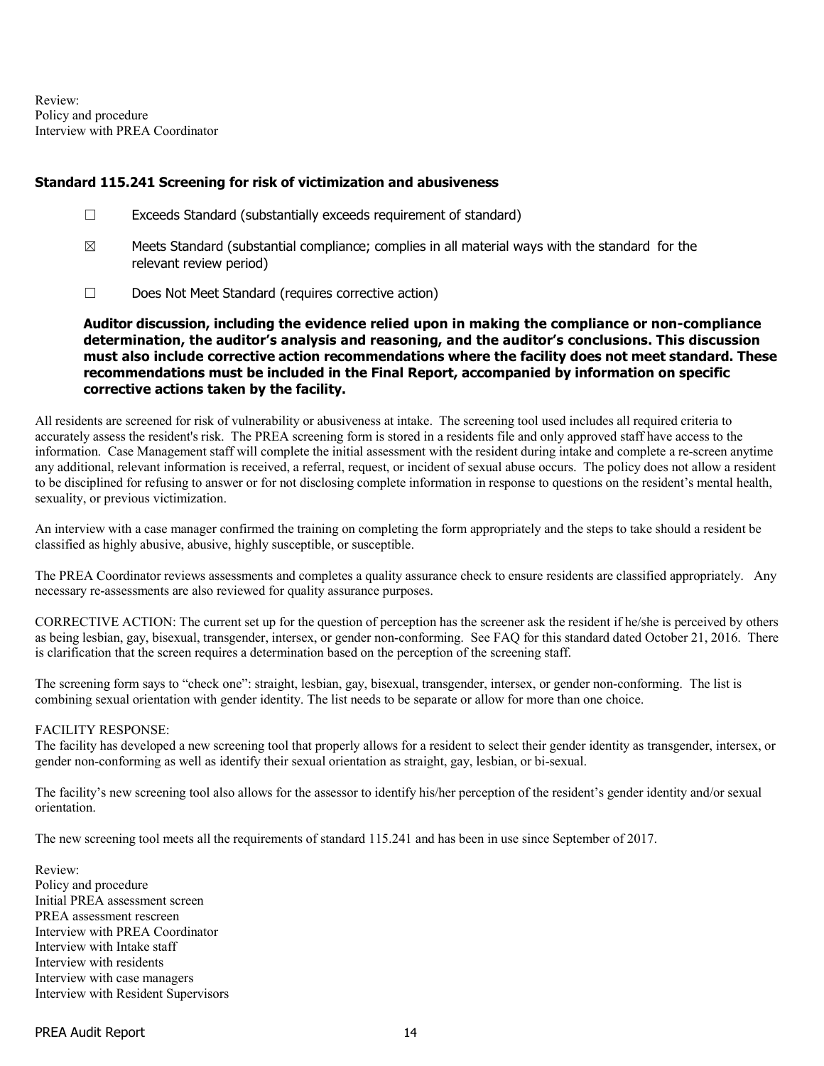Review:
Policy and procedure
Interview with PREA Coordinator

### Standard 115.241 Screening for risk of victimization and abusiveness

☐ Exceeds Standard (substantially exceeds requirement of standard)

☒ Meets Standard (substantial compliance; complies in all material ways with the standard for the relevant review period)

☐ Does Not Meet Standard (requires corrective action)

**Auditor discussion, including the evidence relied upon in making the compliance or non-compliance determination, the auditor's analysis and reasoning, and the auditor's conclusions. This discussion must also include corrective action recommendations where the facility does not meet standard. These recommendations must be included in the Final Report, accompanied by information on specific corrective actions taken by the facility.**

All residents are screened for risk of vulnerability or abusiveness at intake. The screening tool used includes all required criteria to accurately assess the resident's risk. The PREA screening form is stored in a residents file and only approved staff have access to the information. Case Management staff will complete the initial assessment with the resident during intake and complete a re-screen anytime any additional, relevant information is received, a referral, request, or incident of sexual abuse occurs. The policy does not allow a resident to be disciplined for refusing to answer or for not disclosing complete information in response to questions on the resident's mental health, sexuality, or previous victimization.

An interview with a case manager confirmed the training on completing the form appropriately and the steps to take should a resident be classified as highly abusive, abusive, highly susceptible, or susceptible.

The PREA Coordinator reviews assessments and completes a quality assurance check to ensure residents are classified appropriately. Any necessary re-assessments are also reviewed for quality assurance purposes.

CORRECTIVE ACTION: The current set up for the question of perception has the screener ask the resident if he/she is perceived by others as being lesbian, gay, bisexual, transgender, intersex, or gender non-conforming. See FAQ for this standard dated October 21, 2016. There is clarification that the screen requires a determination based on the perception of the screening staff.

The screening form says to "check one": straight, lesbian, gay, bisexual, transgender, intersex, or gender non-conforming. The list is combining sexual orientation with gender identity. The list needs to be separate or allow for more than one choice.

FACILITY RESPONSE:
The facility has developed a new screening tool that properly allows for a resident to select their gender identity as transgender, intersex, or gender non-conforming as well as identify their sexual orientation as straight, gay, lesbian, or bi-sexual.

The facility's new screening tool also allows for the assessor to identify his/her perception of the resident's gender identity and/or sexual orientation.

The new screening tool meets all the requirements of standard 115.241 and has been in use since September of 2017.

Review:
Policy and procedure
Initial PREA assessment screen
PREA assessment rescreen
Interview with PREA Coordinator
Interview with Intake staff
Interview with residents
Interview with case managers
Interview with Resident Supervisors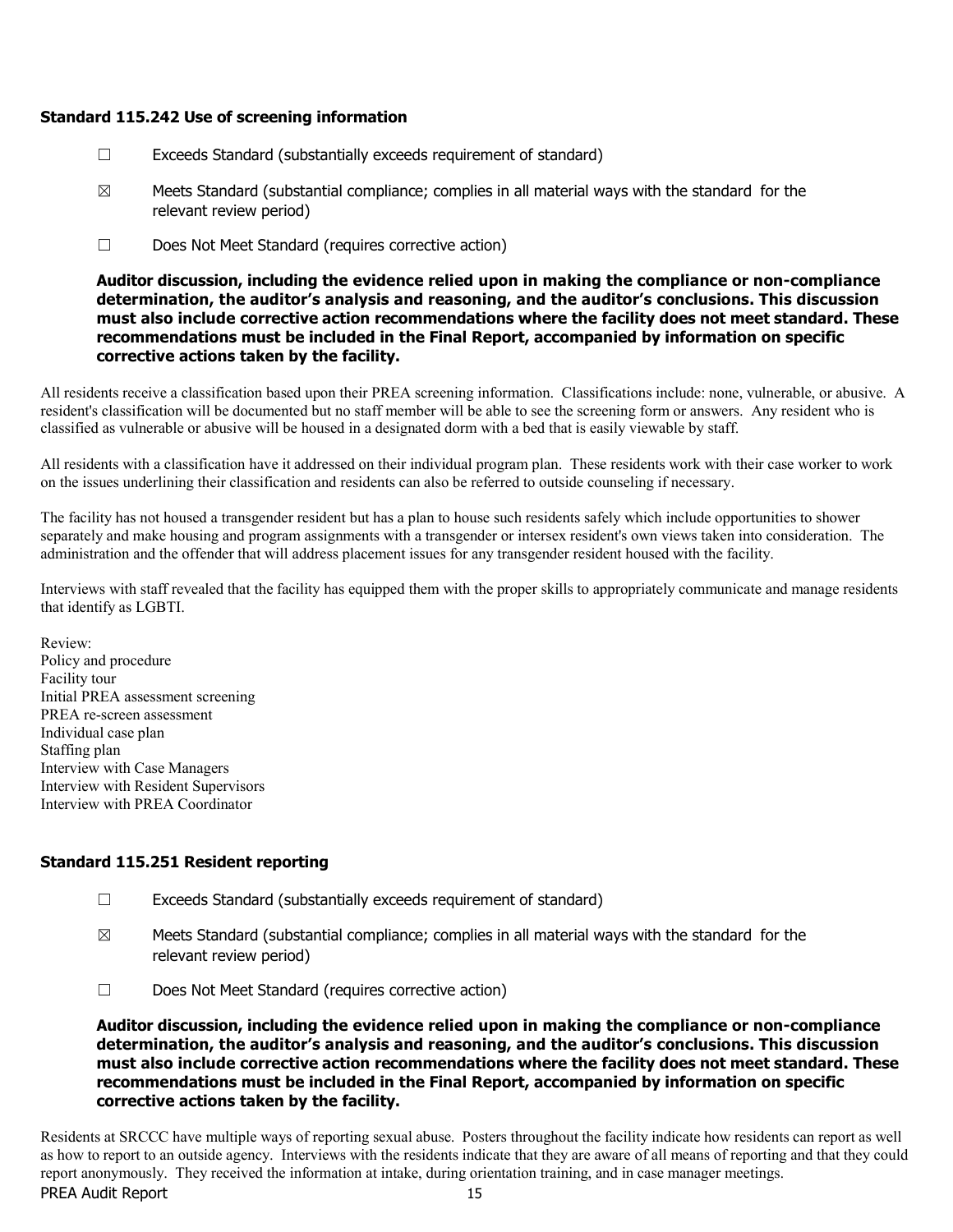### Standard 115.242 Use of screening information

☐ Exceeds Standard (substantially exceeds requirement of standard)

☒ Meets Standard (substantial compliance; complies in all material ways with the standard for the relevant review period)

☐ Does Not Meet Standard (requires corrective action)

**Auditor discussion, including the evidence relied upon in making the compliance or non-compliance determination, the auditor's analysis and reasoning, and the auditor's conclusions. This discussion must also include corrective action recommendations where the facility does not meet standard. These recommendations must be included in the Final Report, accompanied by information on specific corrective actions taken by the facility.**

All residents receive a classification based upon their PREA screening information. Classifications include: none, vulnerable, or abusive. A resident's classification will be documented but no staff member will be able to see the screening form or answers. Any resident who is classified as vulnerable or abusive will be housed in a designated dorm with a bed that is easily viewable by staff.

All residents with a classification have it addressed on their individual program plan. These residents work with their case worker to work on the issues underlining their classification and residents can also be referred to outside counseling if necessary.

The facility has not housed a transgender resident but has a plan to house such residents safely which include opportunities to shower separately and make housing and program assignments with a transgender or intersex resident's own views taken into consideration. The administration and the offender that will address placement issues for any transgender resident housed with the facility.

Interviews with staff revealed that the facility has equipped them with the proper skills to appropriately communicate and manage residents that identify as LGBTI.

Review:
Policy and procedure
Facility tour
Initial PREA assessment screening
PREA re-screen assessment
Individual case plan
Staffing plan
Interview with Case Managers
Interview with Resident Supervisors
Interview with PREA Coordinator

### Standard 115.251 Resident reporting

☐ Exceeds Standard (substantially exceeds requirement of standard)

☒ Meets Standard (substantial compliance; complies in all material ways with the standard for the relevant review period)

☐ Does Not Meet Standard (requires corrective action)

**Auditor discussion, including the evidence relied upon in making the compliance or non-compliance determination, the auditor's analysis and reasoning, and the auditor's conclusions. This discussion must also include corrective action recommendations where the facility does not meet standard. These recommendations must be included in the Final Report, accompanied by information on specific corrective actions taken by the facility.**

Residents at SRCCC have multiple ways of reporting sexual abuse. Posters throughout the facility indicate how residents can report as well as how to report to an outside agency. Interviews with the residents indicate that they are aware of all means of reporting and that they could report anonymously. They received the information at intake, during orientation training, and in case manager meetings.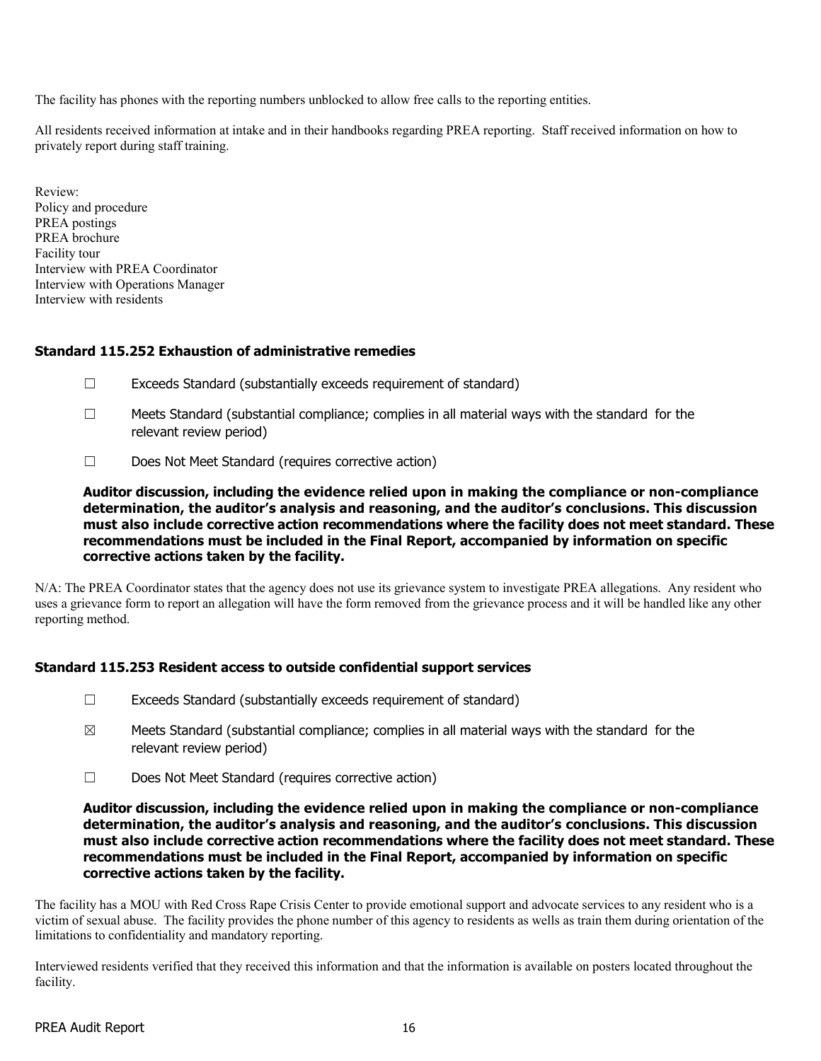The facility has phones with the reporting numbers unblocked to allow free calls to the reporting entities.

All residents received information at intake and in their handbooks regarding PREA reporting. Staff received information on how to privately report during staff training.

Review:
Policy and procedure
PREA postings
PREA brochure
Facility tour
Interview with PREA Coordinator
Interview with Operations Manager
Interview with residents

### Standard 115.252 Exhaustion of administrative remedies

☐ Exceeds Standard (substantially exceeds requirement of standard)

☐ Meets Standard (substantial compliance; complies in all material ways with the standard for the relevant review period)

☐ Does Not Meet Standard (requires corrective action)

**Auditor discussion, including the evidence relied upon in making the compliance or non-compliance determination, the auditor's analysis and reasoning, and the auditor's conclusions. This discussion must also include corrective action recommendations where the facility does not meet standard. These recommendations must be included in the Final Report, accompanied by information on specific corrective actions taken by the facility.**

N/A: The PREA Coordinator states that the agency does not use its grievance system to investigate PREA allegations. Any resident who uses a grievance form to report an allegation will have the form removed from the grievance process and it will be handled like any other reporting method.

### Standard 115.253 Resident access to outside confidential support services

☐ Exceeds Standard (substantially exceeds requirement of standard)

☒ Meets Standard (substantial compliance; complies in all material ways with the standard for the relevant review period)

☐ Does Not Meet Standard (requires corrective action)

**Auditor discussion, including the evidence relied upon in making the compliance or non-compliance determination, the auditor's analysis and reasoning, and the auditor's conclusions. This discussion must also include corrective action recommendations where the facility does not meet standard. These recommendations must be included in the Final Report, accompanied by information on specific corrective actions taken by the facility.**

The facility has a MOU with Red Cross Rape Crisis Center to provide emotional support and advocate services to any resident who is a victim of sexual abuse. The facility provides the phone number of this agency to residents as wells as train them during orientation of the limitations to confidentiality and mandatory reporting.

Interviewed residents verified that they received this information and that the information is available on posters located throughout the facility.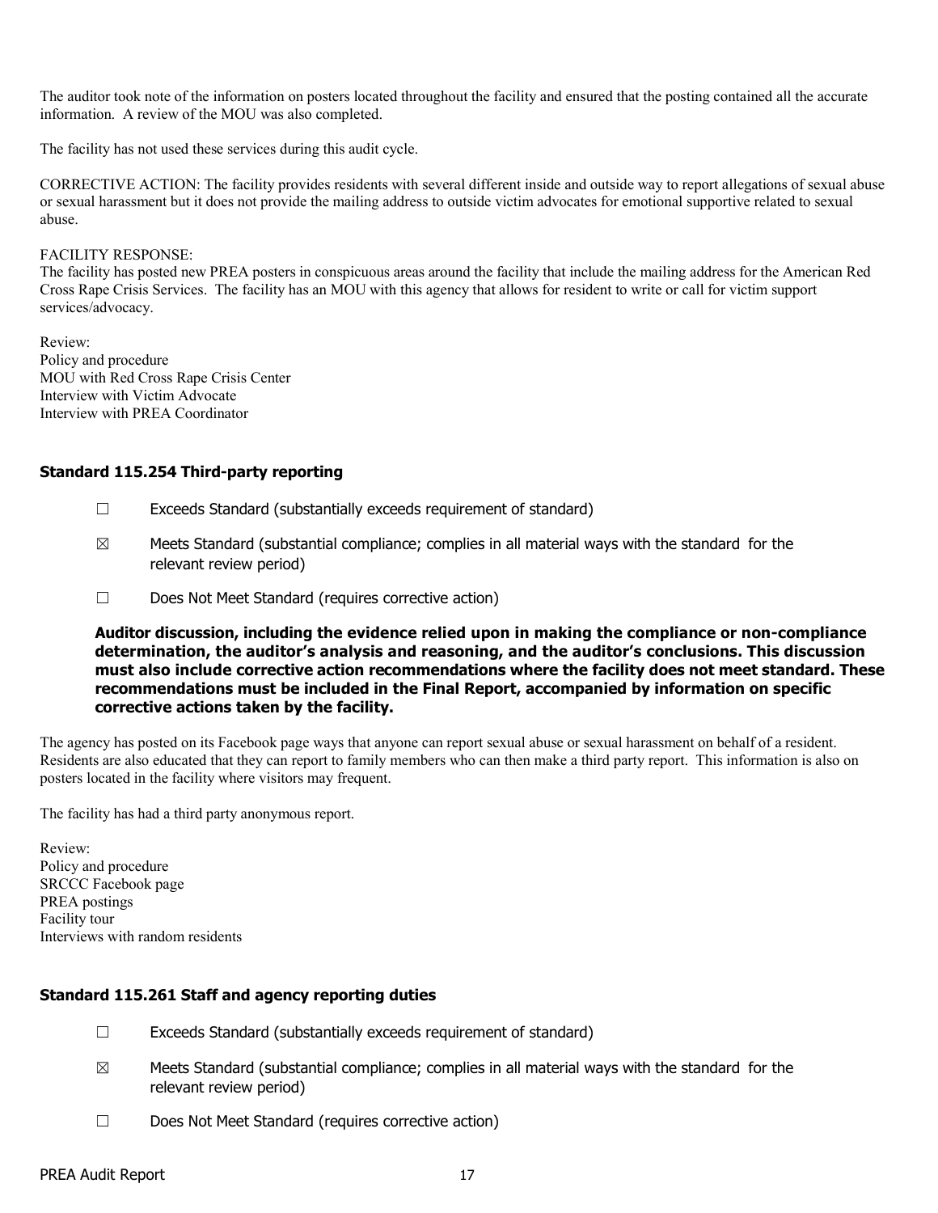The auditor took note of the information on posters located throughout the facility and ensured that the posting contained all the accurate information. A review of the MOU was also completed.

The facility has not used these services during this audit cycle.

CORRECTIVE ACTION: The facility provides residents with several different inside and outside way to report allegations of sexual abuse or sexual harassment but it does not provide the mailing address to outside victim advocates for emotional supportive related to sexual abuse.

FACILITY RESPONSE:
The facility has posted new PREA posters in conspicuous areas around the facility that include the mailing address for the American Red Cross Rape Crisis Services. The facility has an MOU with this agency that allows for resident to write or call for victim support services/advocacy.

Review:
Policy and procedure
MOU with Red Cross Rape Crisis Center
Interview with Victim Advocate
Interview with PREA Coordinator

### Standard 115.254 Third-party reporting

☐ Exceeds Standard (substantially exceeds requirement of standard)

☒ Meets Standard (substantial compliance; complies in all material ways with the standard for the relevant review period)

☐ Does Not Meet Standard (requires corrective action)

**Auditor discussion, including the evidence relied upon in making the compliance or non-compliance determination, the auditor's analysis and reasoning, and the auditor's conclusions. This discussion must also include corrective action recommendations where the facility does not meet standard. These recommendations must be included in the Final Report, accompanied by information on specific corrective actions taken by the facility.**

The agency has posted on its Facebook page ways that anyone can report sexual abuse or sexual harassment on behalf of a resident. Residents are also educated that they can report to family members who can then make a third party report. This information is also on posters located in the facility where visitors may frequent.

The facility has had a third party anonymous report.

Review:
Policy and procedure
SRCCC Facebook page
PREA postings
Facility tour
Interviews with random residents

### Standard 115.261 Staff and agency reporting duties

☐ Exceeds Standard (substantially exceeds requirement of standard)

☒ Meets Standard (substantial compliance; complies in all material ways with the standard for the relevant review period)

☐ Does Not Meet Standard (requires corrective action)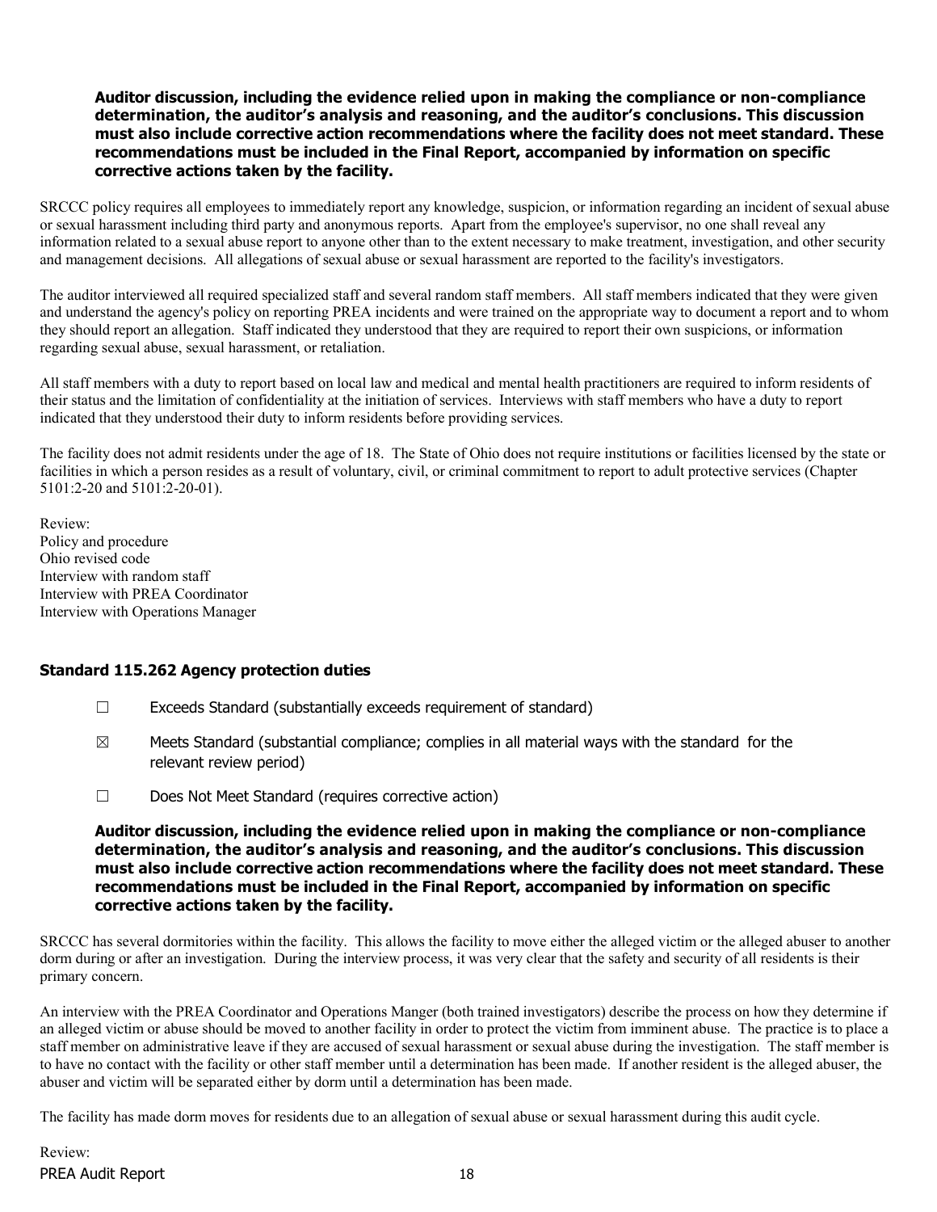**Auditor discussion, including the evidence relied upon in making the compliance or non-compliance determination, the auditor's analysis and reasoning, and the auditor's conclusions. This discussion must also include corrective action recommendations where the facility does not meet standard. These recommendations must be included in the Final Report, accompanied by information on specific corrective actions taken by the facility.**

SRCCC policy requires all employees to immediately report any knowledge, suspicion, or information regarding an incident of sexual abuse or sexual harassment including third party and anonymous reports. Apart from the employee's supervisor, no one shall reveal any information related to a sexual abuse report to anyone other than to the extent necessary to make treatment, investigation, and other security and management decisions. All allegations of sexual abuse or sexual harassment are reported to the facility's investigators.

The auditor interviewed all required specialized staff and several random staff members. All staff members indicated that they were given and understand the agency's policy on reporting PREA incidents and were trained on the appropriate way to document a report and to whom they should report an allegation. Staff indicated they understood that they are required to report their own suspicions, or information regarding sexual abuse, sexual harassment, or retaliation.

All staff members with a duty to report based on local law and medical and mental health practitioners are required to inform residents of their status and the limitation of confidentiality at the initiation of services. Interviews with staff members who have a duty to report indicated that they understood their duty to inform residents before providing services.

The facility does not admit residents under the age of 18. The State of Ohio does not require institutions or facilities licensed by the state or facilities in which a person resides as a result of voluntary, civil, or criminal commitment to report to adult protective services (Chapter 5101:2-20 and 5101:2-20-01).

Review:
Policy and procedure
Ohio revised code
Interview with random staff
Interview with PREA Coordinator
Interview with Operations Manager

### Standard 115.262 Agency protection duties

☐ Exceeds Standard (substantially exceeds requirement of standard)

☒ Meets Standard (substantial compliance; complies in all material ways with the standard for the relevant review period)

☐ Does Not Meet Standard (requires corrective action)

**Auditor discussion, including the evidence relied upon in making the compliance or non-compliance determination, the auditor's analysis and reasoning, and the auditor's conclusions. This discussion must also include corrective action recommendations where the facility does not meet standard. These recommendations must be included in the Final Report, accompanied by information on specific corrective actions taken by the facility.**

SRCCC has several dormitories within the facility. This allows the facility to move either the alleged victim or the alleged abuser to another dorm during or after an investigation. During the interview process, it was very clear that the safety and security of all residents is their primary concern.

An interview with the PREA Coordinator and Operations Manger (both trained investigators) describe the process on how they determine if an alleged victim or abuse should be moved to another facility in order to protect the victim from imminent abuse. The practice is to place a staff member on administrative leave if they are accused of sexual harassment or sexual abuse during the investigation. The staff member is to have no contact with the facility or other staff member until a determination has been made. If another resident is the alleged abuser, the abuser and victim will be separated either by dorm until a determination has been made.

The facility has made dorm moves for residents due to an allegation of sexual abuse or sexual harassment during this audit cycle.

Review: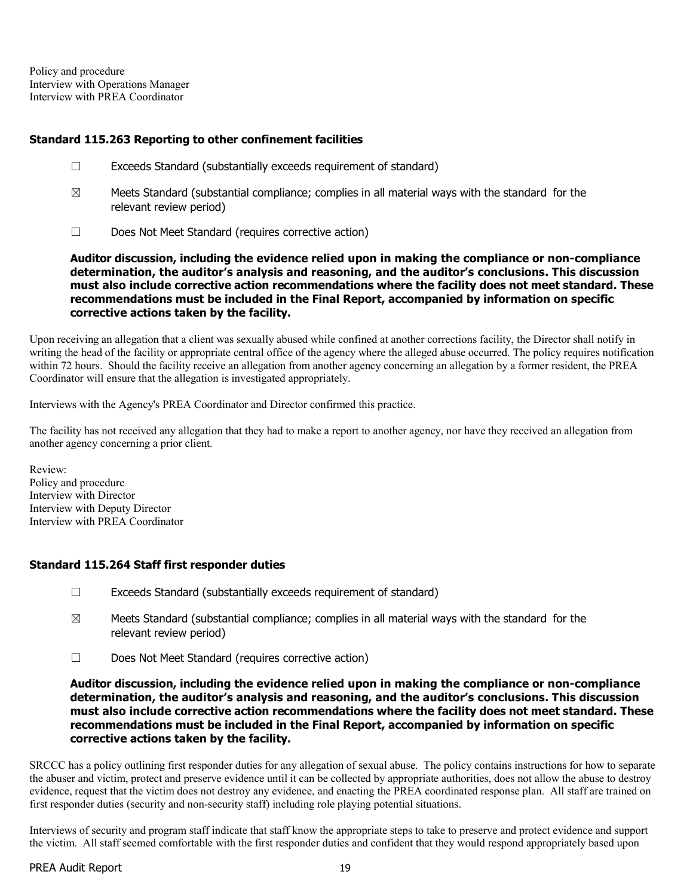Policy and procedure
Interview with Operations Manager
Interview with PREA Coordinator

### Standard 115.263 Reporting to other confinement facilities

☐ Exceeds Standard (substantially exceeds requirement of standard)

☒ Meets Standard (substantial compliance; complies in all material ways with the standard for the relevant review period)

☐ Does Not Meet Standard (requires corrective action)

**Auditor discussion, including the evidence relied upon in making the compliance or non-compliance determination, the auditor's analysis and reasoning, and the auditor's conclusions. This discussion must also include corrective action recommendations where the facility does not meet standard. These recommendations must be included in the Final Report, accompanied by information on specific corrective actions taken by the facility.**

Upon receiving an allegation that a client was sexually abused while confined at another corrections facility, the Director shall notify in writing the head of the facility or appropriate central office of the agency where the alleged abuse occurred. The policy requires notification within 72 hours. Should the facility receive an allegation from another agency concerning an allegation by a former resident, the PREA Coordinator will ensure that the allegation is investigated appropriately.

Interviews with the Agency's PREA Coordinator and Director confirmed this practice.

The facility has not received any allegation that they had to make a report to another agency, nor have they received an allegation from another agency concerning a prior client.

Review:
Policy and procedure
Interview with Director
Interview with Deputy Director
Interview with PREA Coordinator

### Standard 115.264 Staff first responder duties

☐ Exceeds Standard (substantially exceeds requirement of standard)

☒ Meets Standard (substantial compliance; complies in all material ways with the standard for the relevant review period)

☐ Does Not Meet Standard (requires corrective action)

**Auditor discussion, including the evidence relied upon in making the compliance or non-compliance determination, the auditor's analysis and reasoning, and the auditor's conclusions. This discussion must also include corrective action recommendations where the facility does not meet standard. These recommendations must be included in the Final Report, accompanied by information on specific corrective actions taken by the facility.**

SRCCC has a policy outlining first responder duties for any allegation of sexual abuse. The policy contains instructions for how to separate the abuser and victim, protect and preserve evidence until it can be collected by appropriate authorities, does not allow the abuse to destroy evidence, request that the victim does not destroy any evidence, and enacting the PREA coordinated response plan. All staff are trained on first responder duties (security and non-security staff) including role playing potential situations.

Interviews of security and program staff indicate that staff know the appropriate steps to take to preserve and protect evidence and support the victim. All staff seemed comfortable with the first responder duties and confident that they would respond appropriately based upon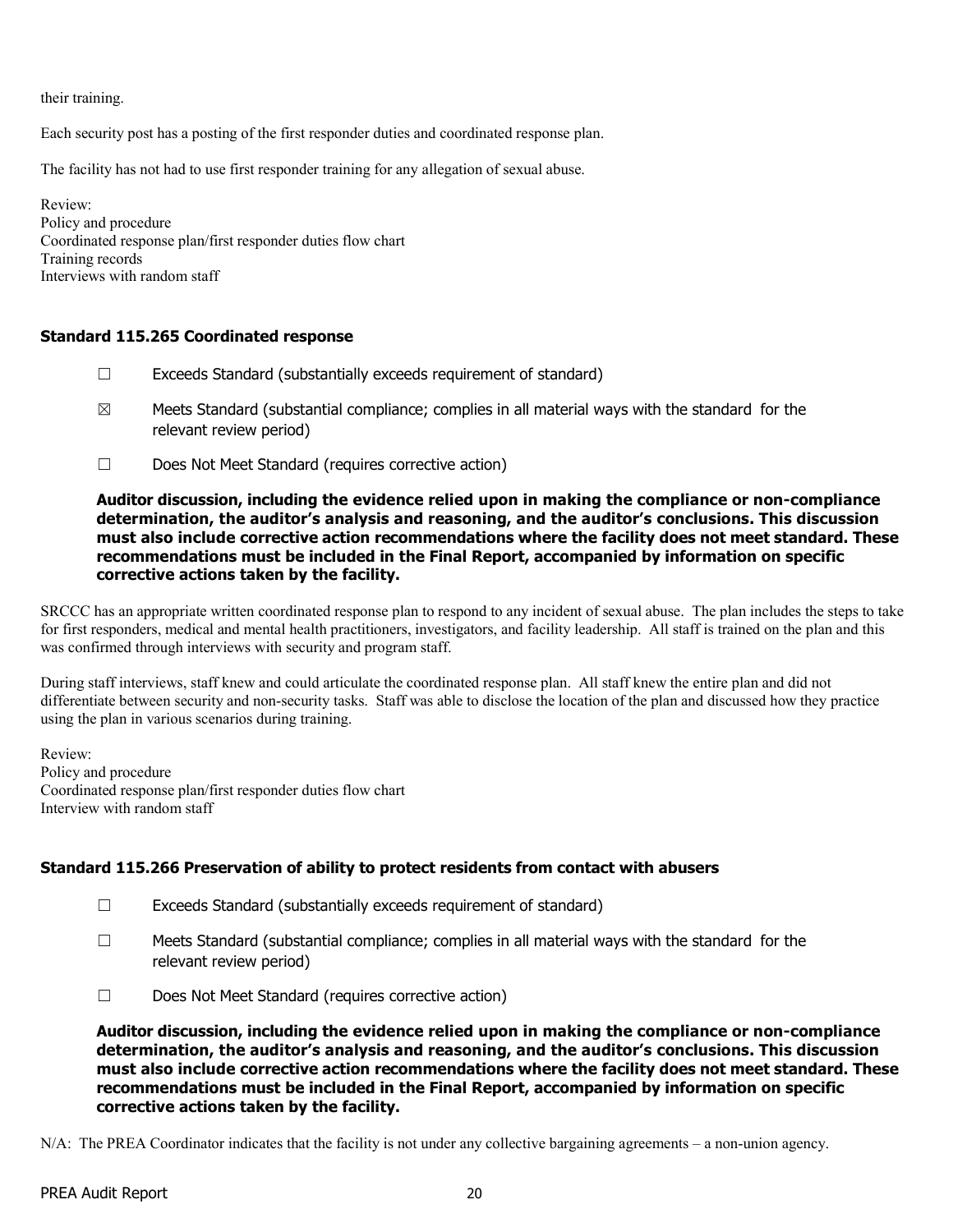their training.

Each security post has a posting of the first responder duties and coordinated response plan.

The facility has not had to use first responder training for any allegation of sexual abuse.

Review:
Policy and procedure
Coordinated response plan/first responder duties flow chart
Training records
Interviews with random staff

### Standard 115.265 Coordinated response

☐ Exceeds Standard (substantially exceeds requirement of standard)

☒ Meets Standard (substantial compliance; complies in all material ways with the standard for the relevant review period)

☐ Does Not Meet Standard (requires corrective action)

**Auditor discussion, including the evidence relied upon in making the compliance or non-compliance determination, the auditor's analysis and reasoning, and the auditor's conclusions. This discussion must also include corrective action recommendations where the facility does not meet standard. These recommendations must be included in the Final Report, accompanied by information on specific corrective actions taken by the facility.**

SRCCC has an appropriate written coordinated response plan to respond to any incident of sexual abuse. The plan includes the steps to take for first responders, medical and mental health practitioners, investigators, and facility leadership. All staff is trained on the plan and this was confirmed through interviews with security and program staff.

During staff interviews, staff knew and could articulate the coordinated response plan. All staff knew the entire plan and did not differentiate between security and non-security tasks. Staff was able to disclose the location of the plan and discussed how they practice using the plan in various scenarios during training.

Review:
Policy and procedure
Coordinated response plan/first responder duties flow chart
Interview with random staff

### Standard 115.266 Preservation of ability to protect residents from contact with abusers

☐ Exceeds Standard (substantially exceeds requirement of standard)

☐ Meets Standard (substantial compliance; complies in all material ways with the standard for the relevant review period)

☐ Does Not Meet Standard (requires corrective action)

**Auditor discussion, including the evidence relied upon in making the compliance or non-compliance determination, the auditor's analysis and reasoning, and the auditor's conclusions. This discussion must also include corrective action recommendations where the facility does not meet standard. These recommendations must be included in the Final Report, accompanied by information on specific corrective actions taken by the facility.**

N/A: The PREA Coordinator indicates that the facility is not under any collective bargaining agreements – a non-union agency.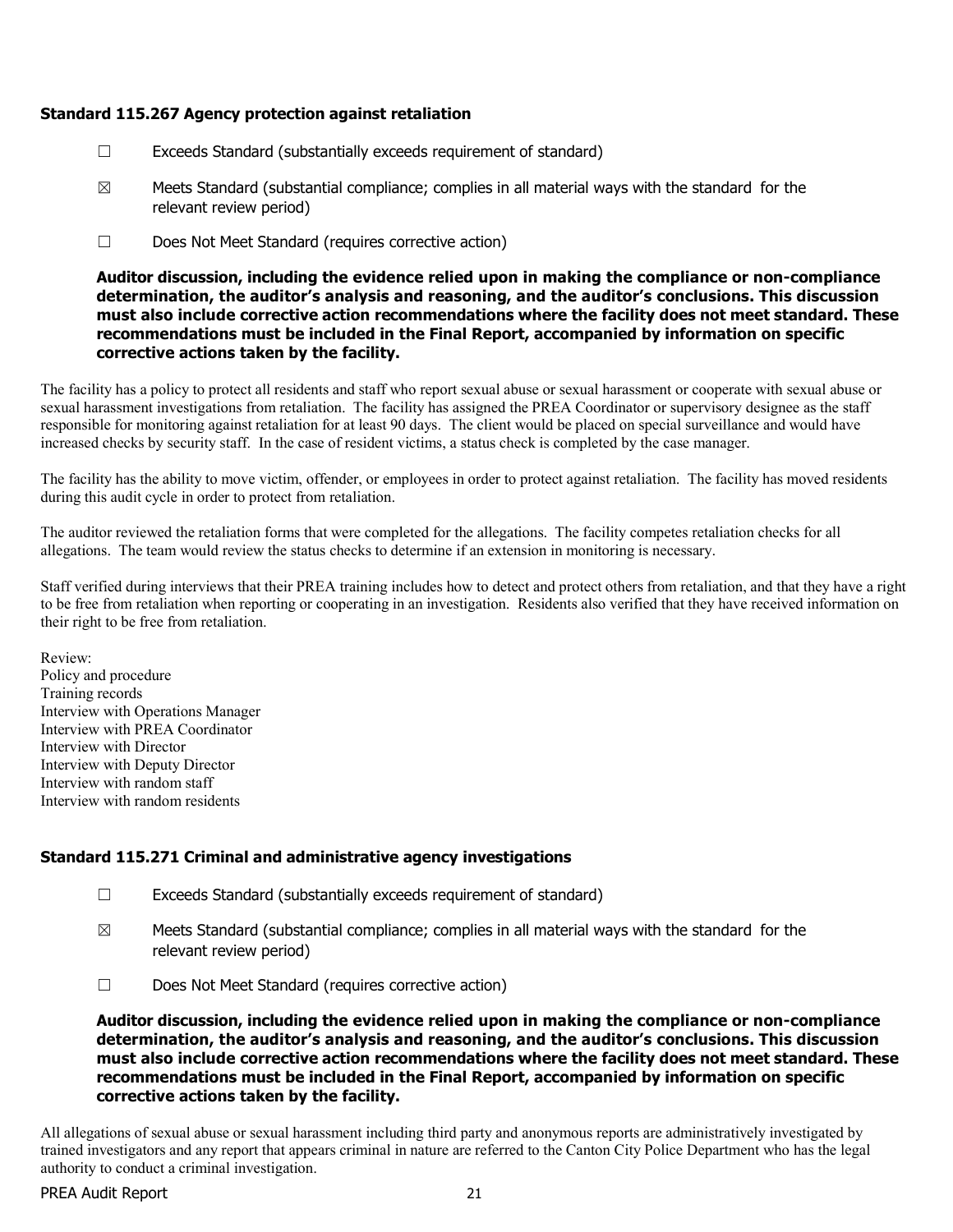### Standard 115.267 Agency protection against retaliation

☐ Exceeds Standard (substantially exceeds requirement of standard)

☒ Meets Standard (substantial compliance; complies in all material ways with the standard for the relevant review period)

☐ Does Not Meet Standard (requires corrective action)

**Auditor discussion, including the evidence relied upon in making the compliance or non-compliance determination, the auditor's analysis and reasoning, and the auditor's conclusions. This discussion must also include corrective action recommendations where the facility does not meet standard. These recommendations must be included in the Final Report, accompanied by information on specific corrective actions taken by the facility.**

The facility has a policy to protect all residents and staff who report sexual abuse or sexual harassment or cooperate with sexual abuse or sexual harassment investigations from retaliation. The facility has assigned the PREA Coordinator or supervisory designee as the staff responsible for monitoring against retaliation for at least 90 days. The client would be placed on special surveillance and would have increased checks by security staff. In the case of resident victims, a status check is completed by the case manager.

The facility has the ability to move victim, offender, or employees in order to protect against retaliation. The facility has moved residents during this audit cycle in order to protect from retaliation.

The auditor reviewed the retaliation forms that were completed for the allegations. The facility competes retaliation checks for all allegations. The team would review the status checks to determine if an extension in monitoring is necessary.

Staff verified during interviews that their PREA training includes how to detect and protect others from retaliation, and that they have a right to be free from retaliation when reporting or cooperating in an investigation. Residents also verified that they have received information on their right to be free from retaliation.

Review:
Policy and procedure
Training records
Interview with Operations Manager
Interview with PREA Coordinator
Interview with Director
Interview with Deputy Director
Interview with random staff
Interview with random residents

### Standard 115.271 Criminal and administrative agency investigations

☐ Exceeds Standard (substantially exceeds requirement of standard)

☒ Meets Standard (substantial compliance; complies in all material ways with the standard for the relevant review period)

☐ Does Not Meet Standard (requires corrective action)

**Auditor discussion, including the evidence relied upon in making the compliance or non-compliance determination, the auditor's analysis and reasoning, and the auditor's conclusions. This discussion must also include corrective action recommendations where the facility does not meet standard. These recommendations must be included in the Final Report, accompanied by information on specific corrective actions taken by the facility.**

All allegations of sexual abuse or sexual harassment including third party and anonymous reports are administratively investigated by trained investigators and any report that appears criminal in nature are referred to the Canton City Police Department who has the legal authority to conduct a criminal investigation.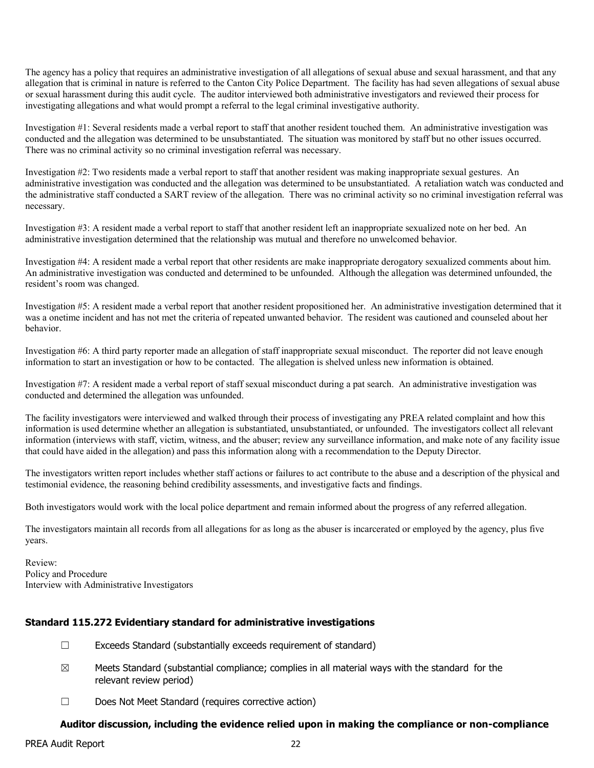The agency has a policy that requires an administrative investigation of all allegations of sexual abuse and sexual harassment, and that any allegation that is criminal in nature is referred to the Canton City Police Department. The facility has had seven allegations of sexual abuse or sexual harassment during this audit cycle. The auditor interviewed both administrative investigators and reviewed their process for investigating allegations and what would prompt a referral to the legal criminal investigative authority.

Investigation #1: Several residents made a verbal report to staff that another resident touched them. An administrative investigation was conducted and the allegation was determined to be unsubstantiated. The situation was monitored by staff but no other issues occurred. There was no criminal activity so no criminal investigation referral was necessary.

Investigation #2: Two residents made a verbal report to staff that another resident was making inappropriate sexual gestures. An administrative investigation was conducted and the allegation was determined to be unsubstantiated. A retaliation watch was conducted and the administrative staff conducted a SART review of the allegation. There was no criminal activity so no criminal investigation referral was necessary.

Investigation #3: A resident made a verbal report to staff that another resident left an inappropriate sexualized note on her bed. An administrative investigation determined that the relationship was mutual and therefore no unwelcomed behavior.

Investigation #4: A resident made a verbal report that other residents are make inappropriate derogatory sexualized comments about him. An administrative investigation was conducted and determined to be unfounded. Although the allegation was determined unfounded, the resident's room was changed.

Investigation #5: A resident made a verbal report that another resident propositioned her. An administrative investigation determined that it was a onetime incident and has not met the criteria of repeated unwanted behavior. The resident was cautioned and counseled about her behavior.

Investigation #6: A third party reporter made an allegation of staff inappropriate sexual misconduct. The reporter did not leave enough information to start an investigation or how to be contacted. The allegation is shelved unless new information is obtained.

Investigation #7: A resident made a verbal report of staff sexual misconduct during a pat search. An administrative investigation was conducted and determined the allegation was unfounded.

The facility investigators were interviewed and walked through their process of investigating any PREA related complaint and how this information is used determine whether an allegation is substantiated, unsubstantiated, or unfounded. The investigators collect all relevant information (interviews with staff, victim, witness, and the abuser; review any surveillance information, and make note of any facility issue that could have aided in the allegation) and pass this information along with a recommendation to the Deputy Director.

The investigators written report includes whether staff actions or failures to act contribute to the abuse and a description of the physical and testimonial evidence, the reasoning behind credibility assessments, and investigative facts and findings.

Both investigators would work with the local police department and remain informed about the progress of any referred allegation.

The investigators maintain all records from all allegations for as long as the abuser is incarcerated or employed by the agency, plus five years.

Review:
Policy and Procedure
Interview with Administrative Investigators

### Standard 115.272 Evidentiary standard for administrative investigations

- ☐ Exceeds Standard (substantially exceeds requirement of standard)
- ☒ Meets Standard (substantial compliance; complies in all material ways with the standard for the relevant review period)
- ☐ Does Not Meet Standard (requires corrective action)

**Auditor discussion, including the evidence relied upon in making the compliance or non-compliance**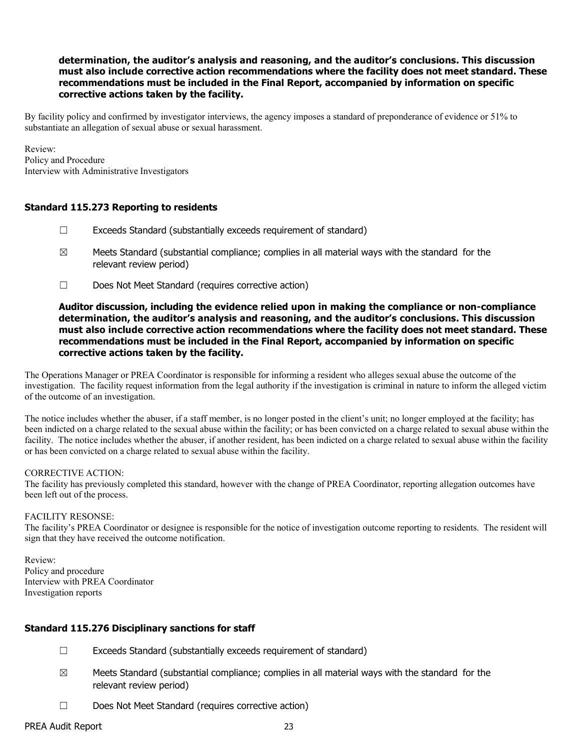**determination, the auditor's analysis and reasoning, and the auditor's conclusions. This discussion must also include corrective action recommendations where the facility does not meet standard. These recommendations must be included in the Final Report, accompanied by information on specific corrective actions taken by the facility.**

By facility policy and confirmed by investigator interviews, the agency imposes a standard of preponderance of evidence or 51% to substantiate an allegation of sexual abuse or sexual harassment.

Review:
Policy and Procedure
Interview with Administrative Investigators

### Standard 115.273 Reporting to residents

☐ Exceeds Standard (substantially exceeds requirement of standard)

☒ Meets Standard (substantial compliance; complies in all material ways with the standard for the relevant review period)

☐ Does Not Meet Standard (requires corrective action)

**Auditor discussion, including the evidence relied upon in making the compliance or non-compliance determination, the auditor's analysis and reasoning, and the auditor's conclusions. This discussion must also include corrective action recommendations where the facility does not meet standard. These recommendations must be included in the Final Report, accompanied by information on specific corrective actions taken by the facility.**

The Operations Manager or PREA Coordinator is responsible for informing a resident who alleges sexual abuse the outcome of the investigation. The facility request information from the legal authority if the investigation is criminal in nature to inform the alleged victim of the outcome of an investigation.

The notice includes whether the abuser, if a staff member, is no longer posted in the client's unit; no longer employed at the facility; has been indicted on a charge related to the sexual abuse within the facility; or has been convicted on a charge related to sexual abuse within the facility. The notice includes whether the abuser, if another resident, has been indicted on a charge related to sexual abuse within the facility or has been convicted on a charge related to sexual abuse within the facility.

CORRECTIVE ACTION:
The facility has previously completed this standard, however with the change of PREA Coordinator, reporting allegation outcomes have been left out of the process.

FACILITY RESONSE:
The facility's PREA Coordinator or designee is responsible for the notice of investigation outcome reporting to residents. The resident will sign that they have received the outcome notification.

Review:
Policy and procedure
Interview with PREA Coordinator
Investigation reports

### Standard 115.276 Disciplinary sanctions for staff

☐ Exceeds Standard (substantially exceeds requirement of standard)

☒ Meets Standard (substantial compliance; complies in all material ways with the standard for the relevant review period)

☐ Does Not Meet Standard (requires corrective action)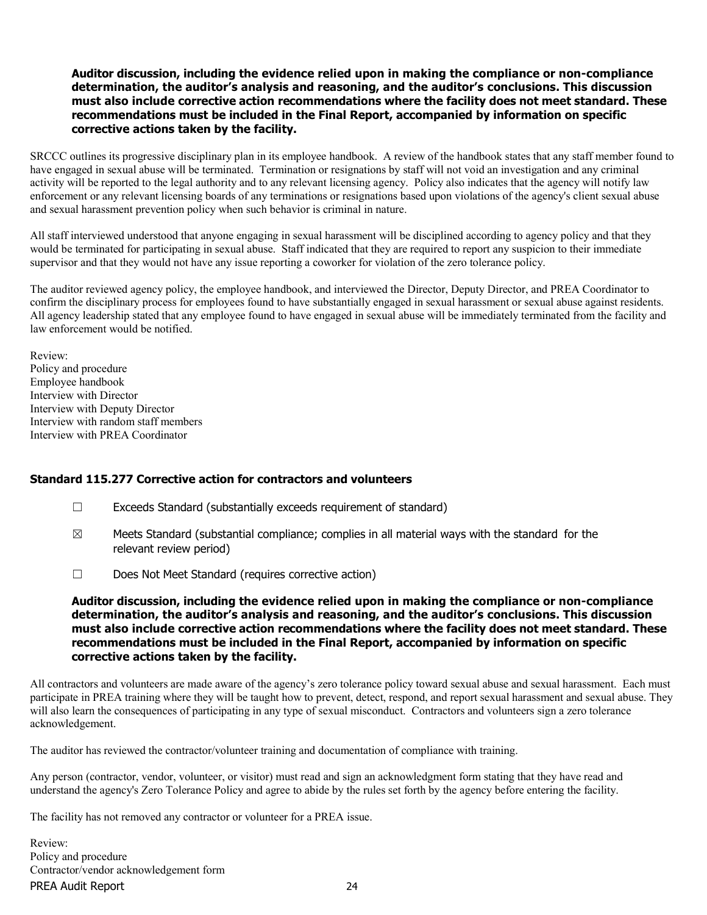**Auditor discussion, including the evidence relied upon in making the compliance or non-compliance determination, the auditor's analysis and reasoning, and the auditor's conclusions. This discussion must also include corrective action recommendations where the facility does not meet standard. These recommendations must be included in the Final Report, accompanied by information on specific corrective actions taken by the facility.**

SRCCC outlines its progressive disciplinary plan in its employee handbook. A review of the handbook states that any staff member found to have engaged in sexual abuse will be terminated. Termination or resignations by staff will not void an investigation and any criminal activity will be reported to the legal authority and to any relevant licensing agency. Policy also indicates that the agency will notify law enforcement or any relevant licensing boards of any terminations or resignations based upon violations of the agency's client sexual abuse and sexual harassment prevention policy when such behavior is criminal in nature.

All staff interviewed understood that anyone engaging in sexual harassment will be disciplined according to agency policy and that they would be terminated for participating in sexual abuse. Staff indicated that they are required to report any suspicion to their immediate supervisor and that they would not have any issue reporting a coworker for violation of the zero tolerance policy.

The auditor reviewed agency policy, the employee handbook, and interviewed the Director, Deputy Director, and PREA Coordinator to confirm the disciplinary process for employees found to have substantially engaged in sexual harassment or sexual abuse against residents. All agency leadership stated that any employee found to have engaged in sexual abuse will be immediately terminated from the facility and law enforcement would be notified.

Review:
Policy and procedure
Employee handbook
Interview with Director
Interview with Deputy Director
Interview with random staff members
Interview with PREA Coordinator

### Standard 115.277 Corrective action for contractors and volunteers

☐ Exceeds Standard (substantially exceeds requirement of standard)

☒ Meets Standard (substantial compliance; complies in all material ways with the standard for the relevant review period)

☐ Does Not Meet Standard (requires corrective action)

**Auditor discussion, including the evidence relied upon in making the compliance or non-compliance determination, the auditor's analysis and reasoning, and the auditor's conclusions. This discussion must also include corrective action recommendations where the facility does not meet standard. These recommendations must be included in the Final Report, accompanied by information on specific corrective actions taken by the facility.**

All contractors and volunteers are made aware of the agency's zero tolerance policy toward sexual abuse and sexual harassment. Each must participate in PREA training where they will be taught how to prevent, detect, respond, and report sexual harassment and sexual abuse. They will also learn the consequences of participating in any type of sexual misconduct. Contractors and volunteers sign a zero tolerance acknowledgement.

The auditor has reviewed the contractor/volunteer training and documentation of compliance with training.

Any person (contractor, vendor, volunteer, or visitor) must read and sign an acknowledgment form stating that they have read and understand the agency's Zero Tolerance Policy and agree to abide by the rules set forth by the agency before entering the facility.

The facility has not removed any contractor or volunteer for a PREA issue.

Review:
Policy and procedure
Contractor/vendor acknowledgement form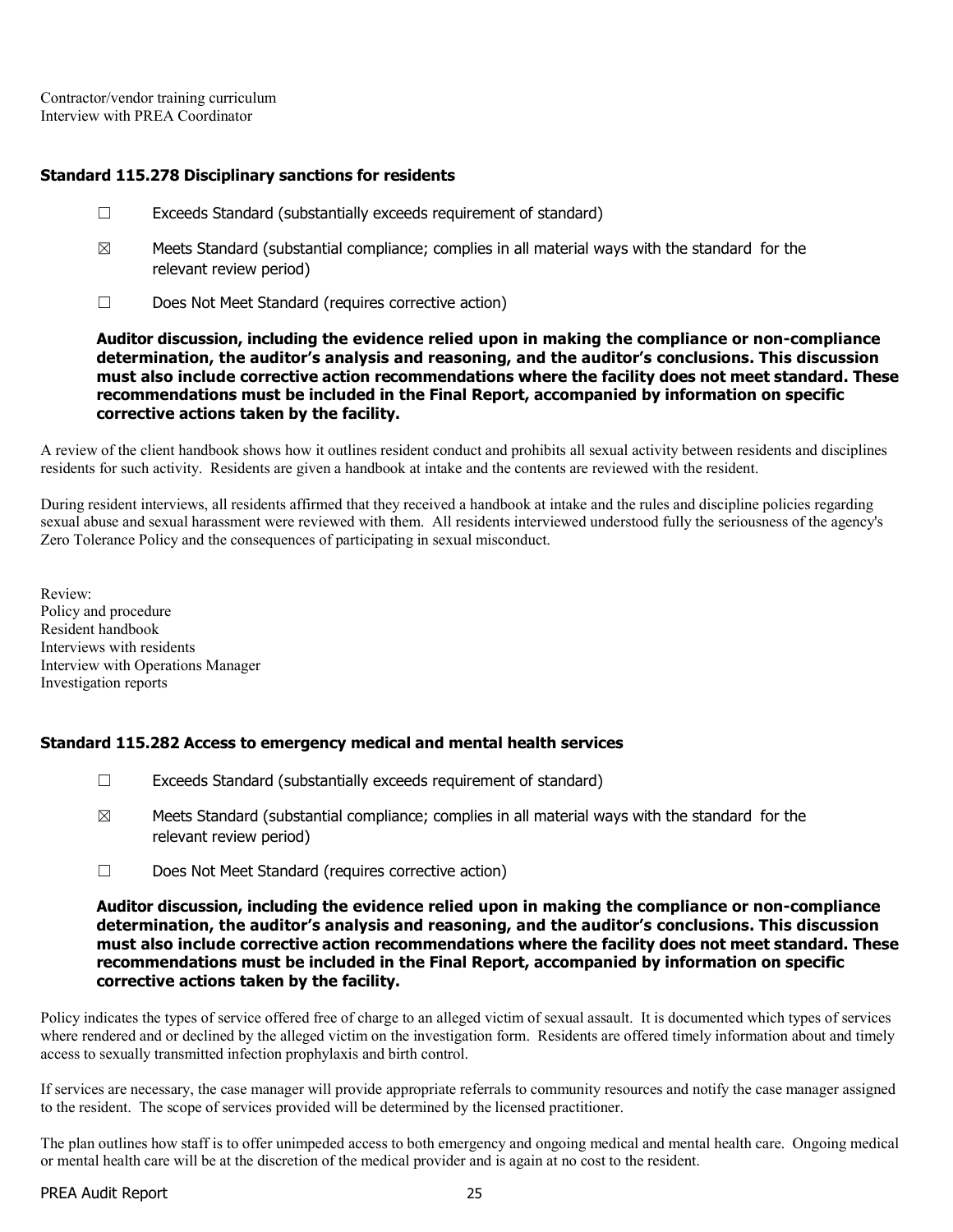Contractor/vendor training curriculum
Interview with PREA Coordinator

### Standard 115.278 Disciplinary sanctions for residents

☐ Exceeds Standard (substantially exceeds requirement of standard)

☒ Meets Standard (substantial compliance; complies in all material ways with the standard for the relevant review period)

☐ Does Not Meet Standard (requires corrective action)

**Auditor discussion, including the evidence relied upon in making the compliance or non-compliance determination, the auditor's analysis and reasoning, and the auditor's conclusions. This discussion must also include corrective action recommendations where the facility does not meet standard. These recommendations must be included in the Final Report, accompanied by information on specific corrective actions taken by the facility.**

A review of the client handbook shows how it outlines resident conduct and prohibits all sexual activity between residents and disciplines residents for such activity. Residents are given a handbook at intake and the contents are reviewed with the resident.

During resident interviews, all residents affirmed that they received a handbook at intake and the rules and discipline policies regarding sexual abuse and sexual harassment were reviewed with them. All residents interviewed understood fully the seriousness of the agency's Zero Tolerance Policy and the consequences of participating in sexual misconduct.

Review:
Policy and procedure
Resident handbook
Interviews with residents
Interview with Operations Manager
Investigation reports

### Standard 115.282 Access to emergency medical and mental health services

☐ Exceeds Standard (substantially exceeds requirement of standard)

☒ Meets Standard (substantial compliance; complies in all material ways with the standard for the relevant review period)

☐ Does Not Meet Standard (requires corrective action)

**Auditor discussion, including the evidence relied upon in making the compliance or non-compliance determination, the auditor's analysis and reasoning, and the auditor's conclusions. This discussion must also include corrective action recommendations where the facility does not meet standard. These recommendations must be included in the Final Report, accompanied by information on specific corrective actions taken by the facility.**

Policy indicates the types of service offered free of charge to an alleged victim of sexual assault. It is documented which types of services where rendered and or declined by the alleged victim on the investigation form. Residents are offered timely information about and timely access to sexually transmitted infection prophylaxis and birth control.

If services are necessary, the case manager will provide appropriate referrals to community resources and notify the case manager assigned to the resident. The scope of services provided will be determined by the licensed practitioner.

The plan outlines how staff is to offer unimpeded access to both emergency and ongoing medical and mental health care. Ongoing medical or mental health care will be at the discretion of the medical provider and is again at no cost to the resident.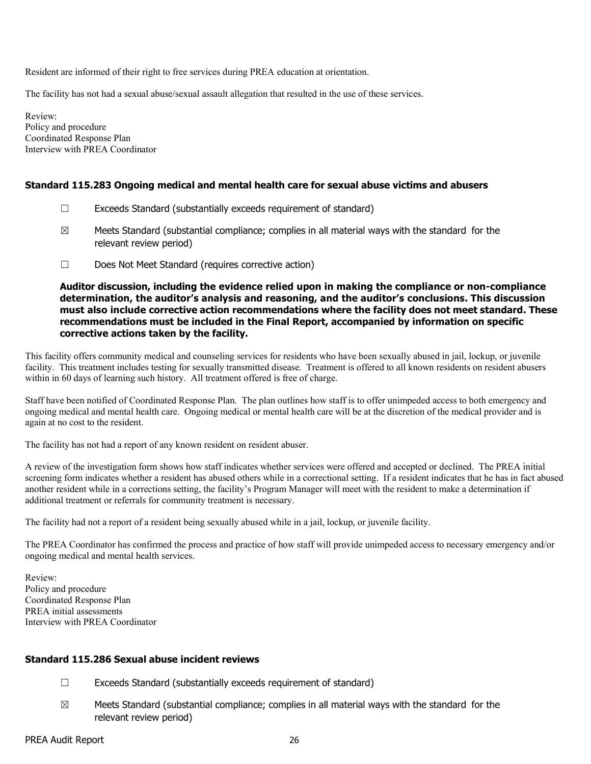Resident are informed of their right to free services during PREA education at orientation.

The facility has not had a sexual abuse/sexual assault allegation that resulted in the use of these services.

Review:
Policy and procedure
Coordinated Response Plan
Interview with PREA Coordinator

### Standard 115.283 Ongoing medical and mental health care for sexual abuse victims and abusers

☐ Exceeds Standard (substantially exceeds requirement of standard)

☒ Meets Standard (substantial compliance; complies in all material ways with the standard for the relevant review period)

☐ Does Not Meet Standard (requires corrective action)

**Auditor discussion, including the evidence relied upon in making the compliance or non-compliance determination, the auditor's analysis and reasoning, and the auditor's conclusions. This discussion must also include corrective action recommendations where the facility does not meet standard. These recommendations must be included in the Final Report, accompanied by information on specific corrective actions taken by the facility.**

This facility offers community medical and counseling services for residents who have been sexually abused in jail, lockup, or juvenile facility. This treatment includes testing for sexually transmitted disease. Treatment is offered to all known residents on resident abusers within in 60 days of learning such history. All treatment offered is free of charge.

Staff have been notified of Coordinated Response Plan. The plan outlines how staff is to offer unimpeded access to both emergency and ongoing medical and mental health care. Ongoing medical or mental health care will be at the discretion of the medical provider and is again at no cost to the resident.

The facility has not had a report of any known resident on resident abuser.

A review of the investigation form shows how staff indicates whether services were offered and accepted or declined. The PREA initial screening form indicates whether a resident has abused others while in a correctional setting. If a resident indicates that he has in fact abused another resident while in a corrections setting, the facility's Program Manager will meet with the resident to make a determination if additional treatment or referrals for community treatment is necessary.

The facility had not a report of a resident being sexually abused while in a jail, lockup, or juvenile facility.

The PREA Coordinator has confirmed the process and practice of how staff will provide unimpeded access to necessary emergency and/or ongoing medical and mental health services.

Review:
Policy and procedure
Coordinated Response Plan
PREA initial assessments
Interview with PREA Coordinator

### Standard 115.286 Sexual abuse incident reviews

☐ Exceeds Standard (substantially exceeds requirement of standard)

☒ Meets Standard (substantial compliance; complies in all material ways with the standard for the relevant review period)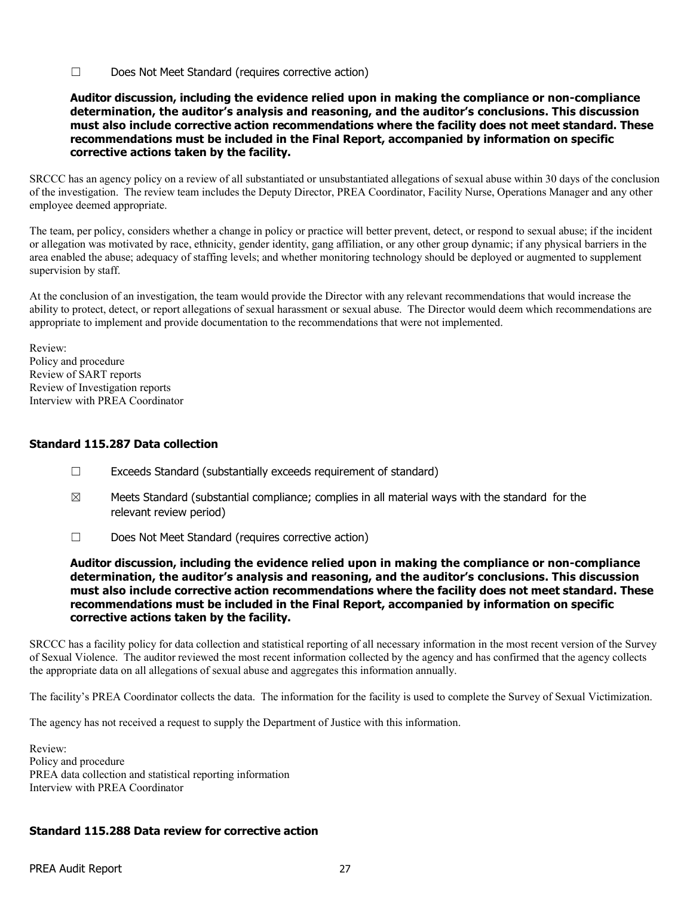☐ Does Not Meet Standard (requires corrective action)

**Auditor discussion, including the evidence relied upon in making the compliance or non-compliance determination, the auditor's analysis and reasoning, and the auditor's conclusions. This discussion must also include corrective action recommendations where the facility does not meet standard. These recommendations must be included in the Final Report, accompanied by information on specific corrective actions taken by the facility.**

SRCCC has an agency policy on a review of all substantiated or unsubstantiated allegations of sexual abuse within 30 days of the conclusion of the investigation. The review team includes the Deputy Director, PREA Coordinator, Facility Nurse, Operations Manager and any other employee deemed appropriate.

The team, per policy, considers whether a change in policy or practice will better prevent, detect, or respond to sexual abuse; if the incident or allegation was motivated by race, ethnicity, gender identity, gang affiliation, or any other group dynamic; if any physical barriers in the area enabled the abuse; adequacy of staffing levels; and whether monitoring technology should be deployed or augmented to supplement supervision by staff.

At the conclusion of an investigation, the team would provide the Director with any relevant recommendations that would increase the ability to protect, detect, or report allegations of sexual harassment or sexual abuse. The Director would deem which recommendations are appropriate to implement and provide documentation to the recommendations that were not implemented.

Review:
Policy and procedure
Review of SART reports
Review of Investigation reports
Interview with PREA Coordinator

### Standard 115.287 Data collection

☐ Exceeds Standard (substantially exceeds requirement of standard)

☒ Meets Standard (substantial compliance; complies in all material ways with the standard for the relevant review period)

☐ Does Not Meet Standard (requires corrective action)

**Auditor discussion, including the evidence relied upon in making the compliance or non-compliance determination, the auditor's analysis and reasoning, and the auditor's conclusions. This discussion must also include corrective action recommendations where the facility does not meet standard. These recommendations must be included in the Final Report, accompanied by information on specific corrective actions taken by the facility.**

SRCCC has a facility policy for data collection and statistical reporting of all necessary information in the most recent version of the Survey of Sexual Violence. The auditor reviewed the most recent information collected by the agency and has confirmed that the agency collects the appropriate data on all allegations of sexual abuse and aggregates this information annually.

The facility's PREA Coordinator collects the data. The information for the facility is used to complete the Survey of Sexual Victimization.

The agency has not received a request to supply the Department of Justice with this information.

Review:
Policy and procedure
PREA data collection and statistical reporting information
Interview with PREA Coordinator

### Standard 115.288 Data review for corrective action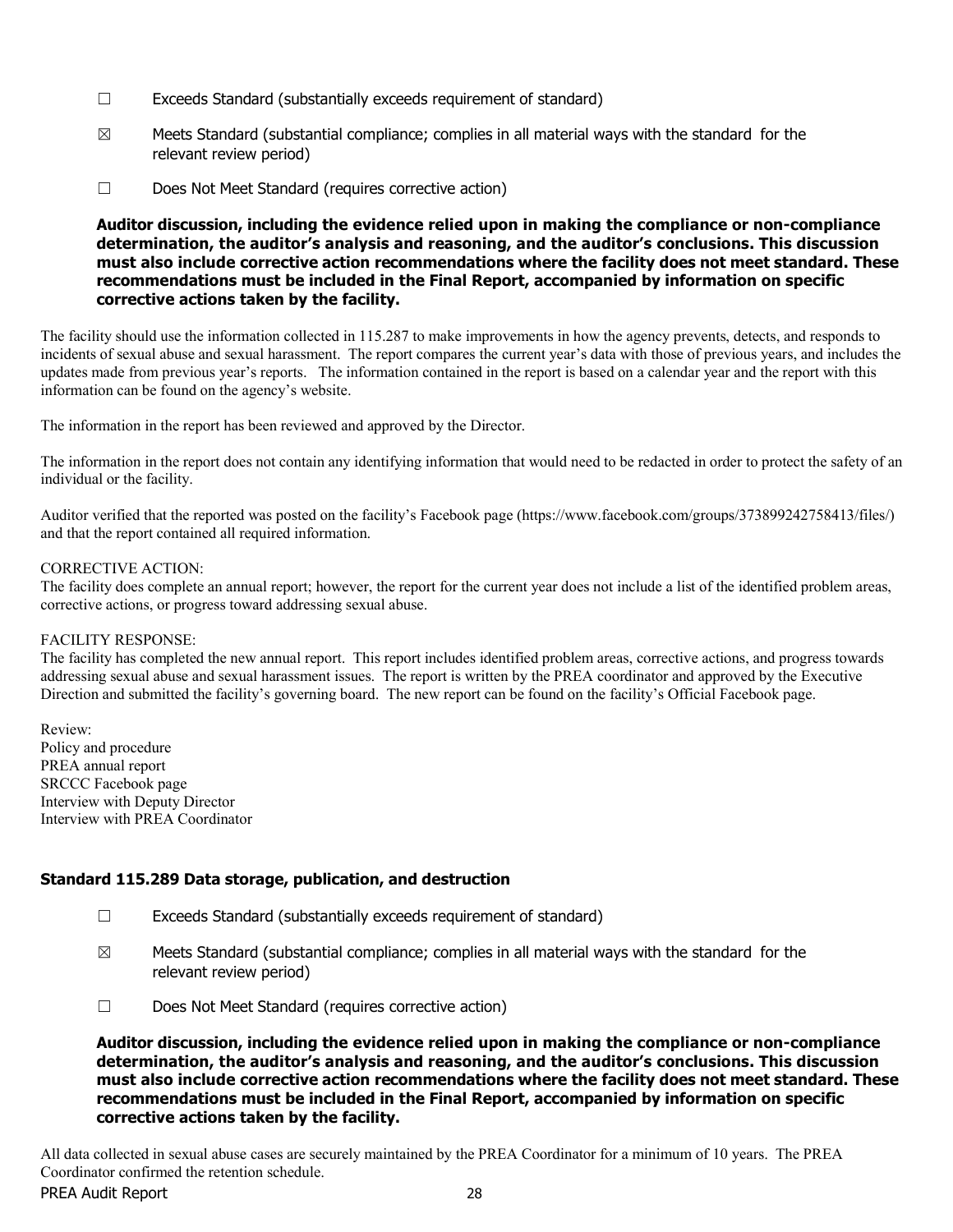☐ Exceeds Standard (substantially exceeds requirement of standard)

☒ Meets Standard (substantial compliance; complies in all material ways with the standard for the relevant review period)

☐ Does Not Meet Standard (requires corrective action)

**Auditor discussion, including the evidence relied upon in making the compliance or non-compliance determination, the auditor's analysis and reasoning, and the auditor's conclusions. This discussion must also include corrective action recommendations where the facility does not meet standard. These recommendations must be included in the Final Report, accompanied by information on specific corrective actions taken by the facility.**

The facility should use the information collected in 115.287 to make improvements in how the agency prevents, detects, and responds to incidents of sexual abuse and sexual harassment. The report compares the current year's data with those of previous years, and includes the updates made from previous year's reports. The information contained in the report is based on a calendar year and the report with this information can be found on the agency's website.

The information in the report has been reviewed and approved by the Director.

The information in the report does not contain any identifying information that would need to be redacted in order to protect the safety of an individual or the facility.

Auditor verified that the reported was posted on the facility's Facebook page (https://www.facebook.com/groups/373899242758413/files/) and that the report contained all required information.

CORRECTIVE ACTION:
The facility does complete an annual report; however, the report for the current year does not include a list of the identified problem areas, corrective actions, or progress toward addressing sexual abuse.

FACILITY RESPONSE:
The facility has completed the new annual report. This report includes identified problem areas, corrective actions, and progress towards addressing sexual abuse and sexual harassment issues. The report is written by the PREA coordinator and approved by the Executive Direction and submitted the facility's governing board. The new report can be found on the facility's Official Facebook page.

Review:
Policy and procedure
PREA annual report
SRCCC Facebook page
Interview with Deputy Director
Interview with PREA Coordinator

### Standard 115.289 Data storage, publication, and destruction

☐ Exceeds Standard (substantially exceeds requirement of standard)

☒ Meets Standard (substantial compliance; complies in all material ways with the standard for the relevant review period)

☐ Does Not Meet Standard (requires corrective action)

**Auditor discussion, including the evidence relied upon in making the compliance or non-compliance determination, the auditor's analysis and reasoning, and the auditor's conclusions. This discussion must also include corrective action recommendations where the facility does not meet standard. These recommendations must be included in the Final Report, accompanied by information on specific corrective actions taken by the facility.**

All data collected in sexual abuse cases are securely maintained by the PREA Coordinator for a minimum of 10 years. The PREA Coordinator confirmed the retention schedule.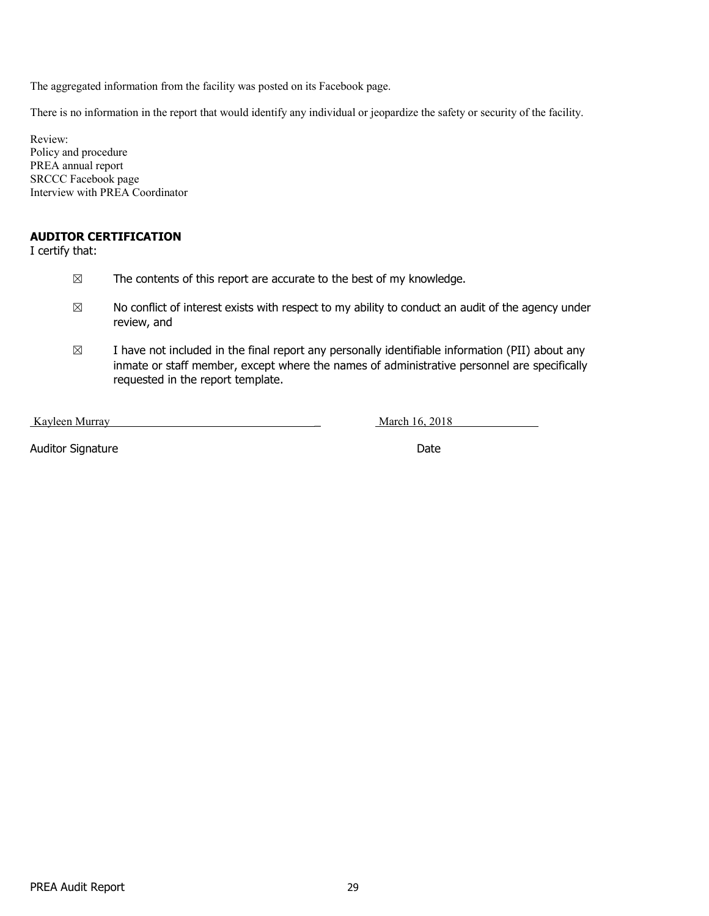The aggregated information from the facility was posted on its Facebook page.

There is no information in the report that would identify any individual or jeopardize the safety or security of the facility.

Review:
Policy and procedure
PREA annual report
SRCCC Facebook page
Interview with PREA Coordinator

**AUDITOR CERTIFICATION**

I certify that:

☒ The contents of this report are accurate to the best of my knowledge.

☒ No conflict of interest exists with respect to my ability to conduct an audit of the agency under review, and

☒ I have not included in the final report any personally identifiable information (PII) about any inmate or staff member, except where the names of administrative personnel are specifically requested in the report template.

Kayleen Murray — March 16, 2018

Auditor Signature — Date